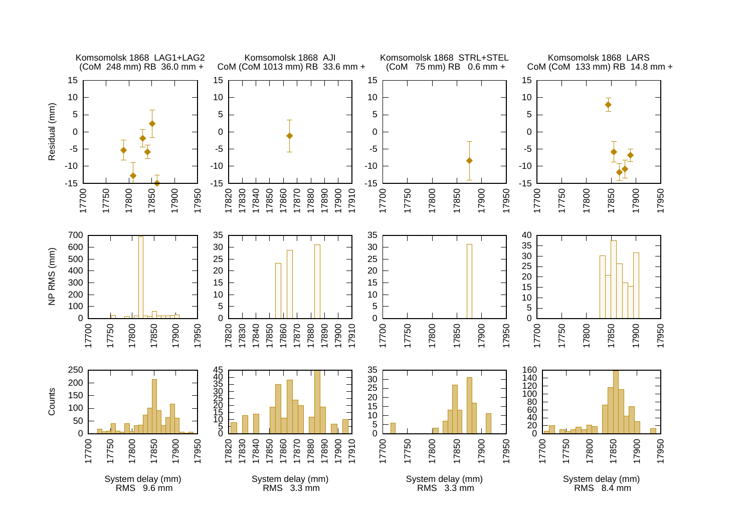Komsomolsk 1868 LAG1+LAG2
(CoM 248 mm) RB 36.0 mm +

Komsomolsk 1868 AJI
CoM (CoM 1013 mm) RB 33.6 mm +

Komsomolsk 1868 STRL+STEL
(CoM 75 mm) RB 0.6 mm +

Komsomolsk 1868 LARS
CoM (CoM 133 mm) RB 14.8 mm +

System delay (mm)
RMS 9.6 mm

System delay (mm)
RMS 3.3 mm

System delay (mm)
RMS 3.3 mm

System delay (mm)
RMS 8.4 mm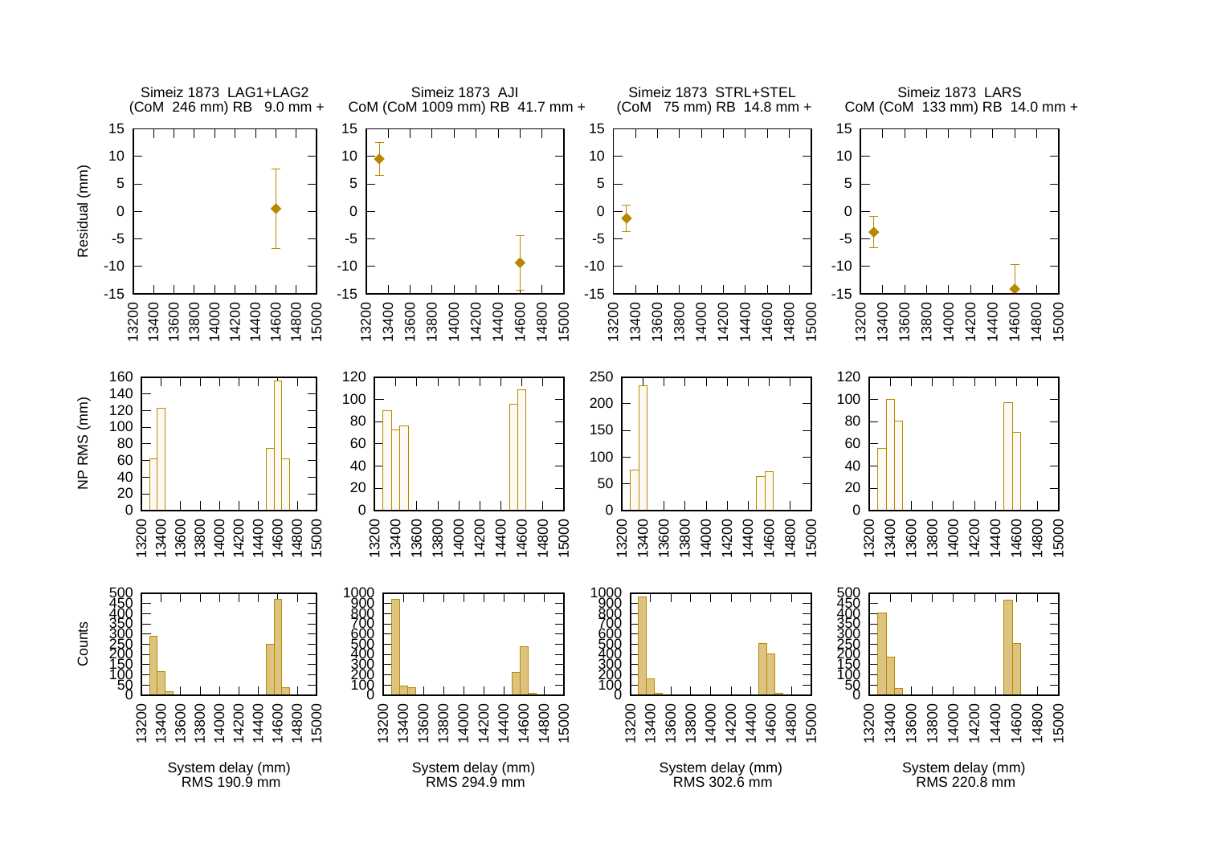Simeiz 1873 LAG1+LAG2
(CoM 246 mm) RB 9.0 mm +

Simeiz 1873 AJI
CoM (CoM 1009 mm) RB 41.7 mm +

Simeiz 1873 STRL+STEL
(CoM 75 mm) RB 14.8 mm +

Simeiz 1873 LARS
CoM (CoM 133 mm) RB 14.0 mm +

Residual (mm)

NP RMS (mm)

Counts

System delay (mm)
RMS 190.9 mm

System delay (mm)
RMS 294.9 mm

System delay (mm)
RMS 302.6 mm

System delay (mm)
RMS 220.8 mm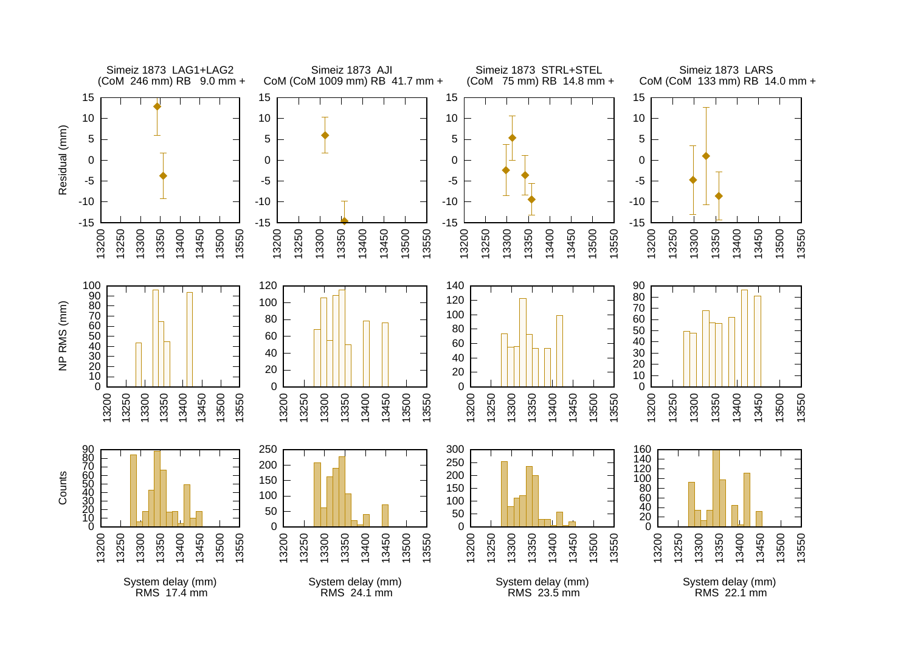Simeiz 1873 LAG1+LAG2
(CoM 246 mm) RB 9.0 mm +

Simeiz 1873 AJI
CoM (CoM 1009 mm) RB 41.7 mm +

Simeiz 1873 STRL+STEL
(CoM 75 mm) RB 14.8 mm +

Simeiz 1873 LARS
CoM (CoM 133 mm) RB 14.0 mm +

System delay (mm)
RMS 17.4 mm

System delay (mm)
RMS 24.1 mm

System delay (mm)
RMS 23.5 mm

System delay (mm)
RMS 22.1 mm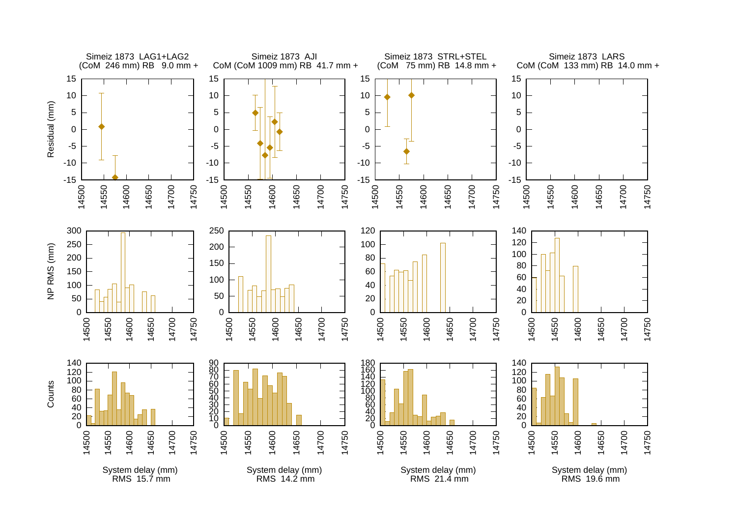Simeiz 1873 LAG1+LAG2
(CoM 246 mm) RB 9.0 mm +

Simeiz 1873 AJI
CoM (CoM 1009 mm) RB 41.7 mm +

Simeiz 1873 STRL+STEL
(CoM 75 mm) RB 14.8 mm +

Simeiz 1873 LARS
CoM (CoM 133 mm) RB 14.0 mm +

System delay (mm)
RMS 15.7 mm

System delay (mm)
RMS 14.2 mm

System delay (mm)
RMS 21.4 mm

System delay (mm)
RMS 19.6 mm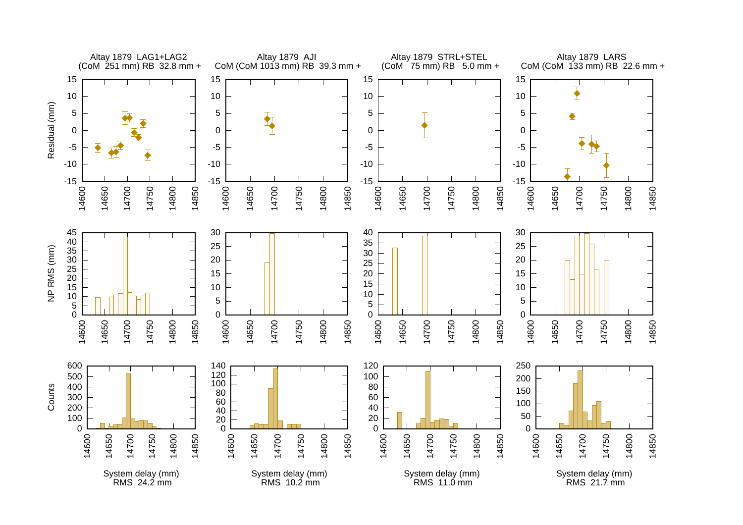Altay 1879 LAG1+LAG2
(CoM 251 mm) RB 32.8 mm +

Altay 1879 AJI
CoM (CoM 1013 mm) RB 39.3 mm +

Altay 1879 STRL+STEL
(CoM 75 mm) RB 5.0 mm +

Altay 1879 LARS
CoM (CoM 133 mm) RB 22.6 mm +

System delay (mm)
RMS 24.2 mm

System delay (mm)
RMS 10.2 mm

System delay (mm)
RMS 11.0 mm

System delay (mm)
RMS 21.7 mm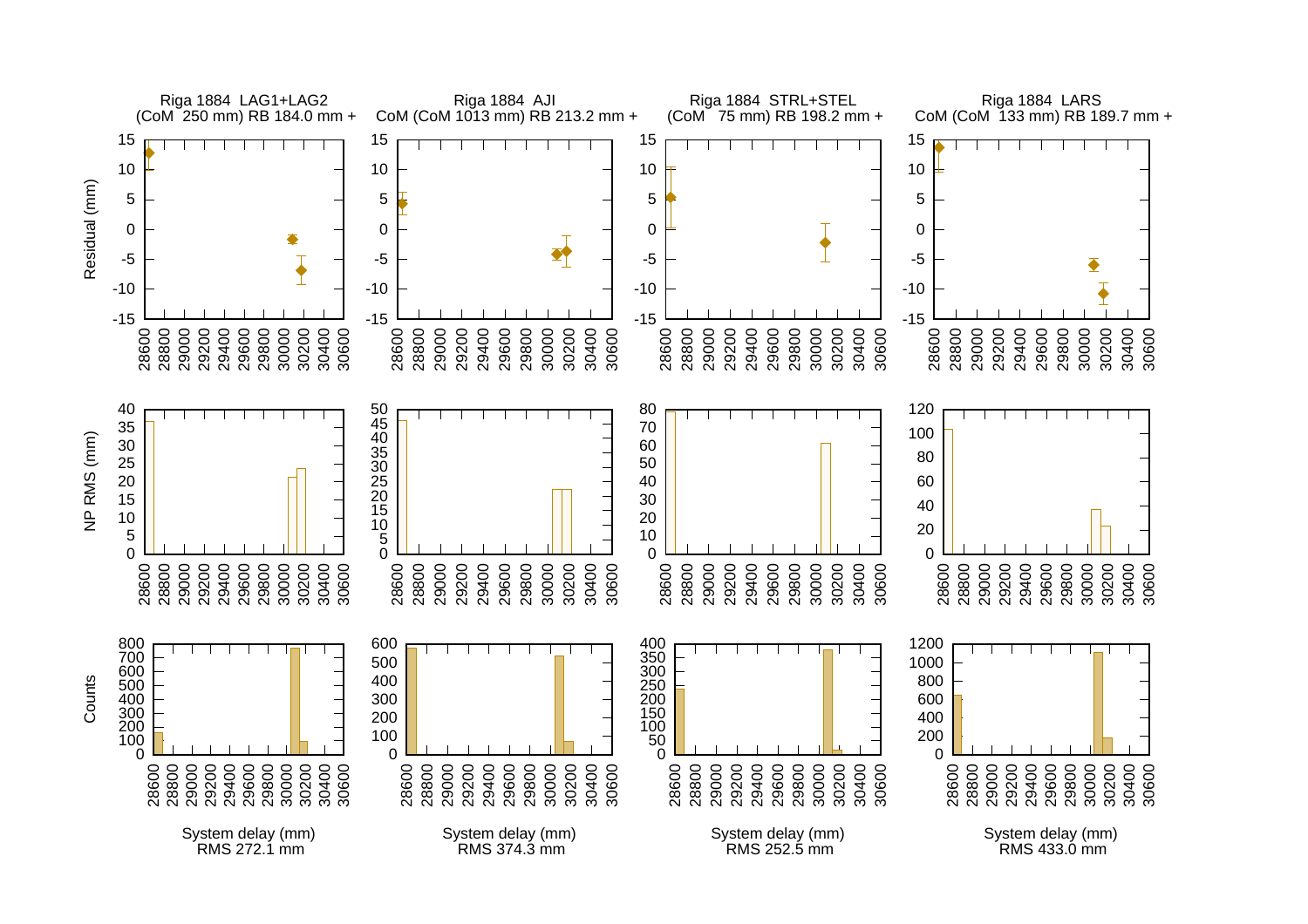Riga 1884 LAG1+LAG2
(CoM 250 mm) RB 184.0 mm +

Riga 1884 AJI
CoM (CoM 1013 mm) RB 213.2 mm +

Riga 1884 STRL+STEL
(CoM 75 mm) RB 198.2 mm +

Riga 1884 LARS
CoM (CoM 133 mm) RB 189.7 mm +

Residual (mm)

NP RMS (mm)

Counts

System delay (mm)
RMS 272.1 mm

System delay (mm)
RMS 374.3 mm

System delay (mm)
RMS 252.5 mm

System delay (mm)
RMS 433.0 mm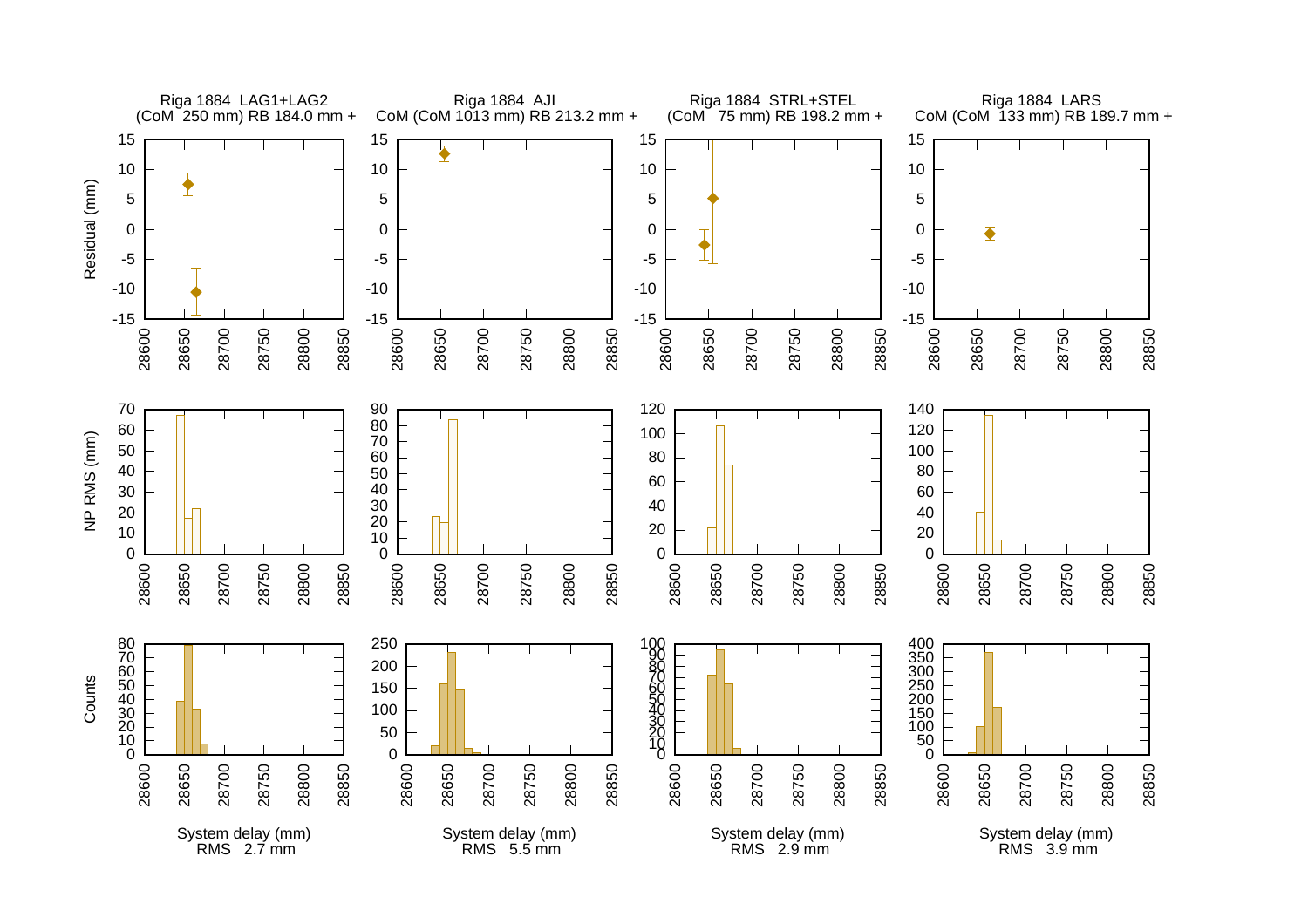Riga 1884 LAG1+LAG2
(CoM 250 mm) RB 184.0 mm +

Riga 1884 AJI
CoM (CoM 1013 mm) RB 213.2 mm +

Riga 1884 STRL+STEL
(CoM 75 mm) RB 198.2 mm +

Riga 1884 LARS
CoM (CoM 133 mm) RB 189.7 mm +

Residual (mm)

NP RMS (mm)

Counts

System delay (mm)
RMS 2.7 mm

System delay (mm)
RMS 5.5 mm

System delay (mm)
RMS 2.9 mm

System delay (mm)
RMS 3.9 mm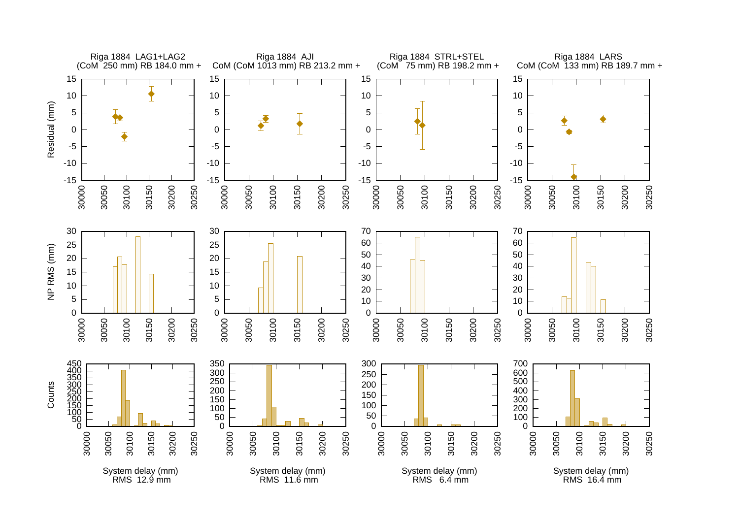Riga 1884 LAG1+LAG2
(CoM 250 mm) RB 184.0 mm +

Riga 1884 AJI
CoM (CoM 1013 mm) RB 213.2 mm +

Riga 1884 STRL+STEL
(CoM 75 mm) RB 198.2 mm +

Riga 1884 LARS
CoM (CoM 133 mm) RB 189.7 mm +

System delay (mm)
RMS 12.9 mm

System delay (mm)
RMS 11.6 mm

System delay (mm)
RMS 6.4 mm

System delay (mm)
RMS 16.4 mm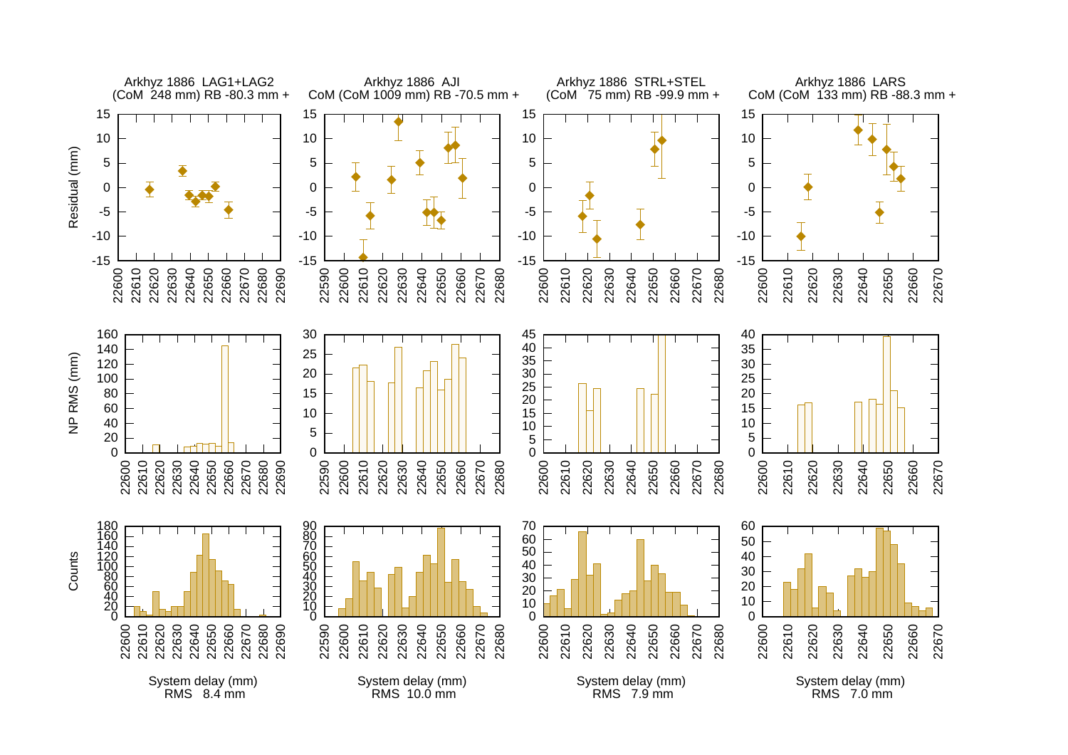Arkhyz 1886 LAG1+LAG2
(CoM 248 mm) RB -80.3 mm +

Arkhyz 1886 AJI
CoM (CoM 1009 mm) RB -70.5 mm +

Arkhyz 1886 STRL+STEL
(CoM 75 mm) RB -99.9 mm +

Arkhyz 1886 LARS
CoM (CoM 133 mm) RB -88.3 mm +

System delay (mm)
RMS 8.4 mm

System delay (mm)
RMS 10.0 mm

System delay (mm)
RMS 7.9 mm

System delay (mm)
RMS 7.0 mm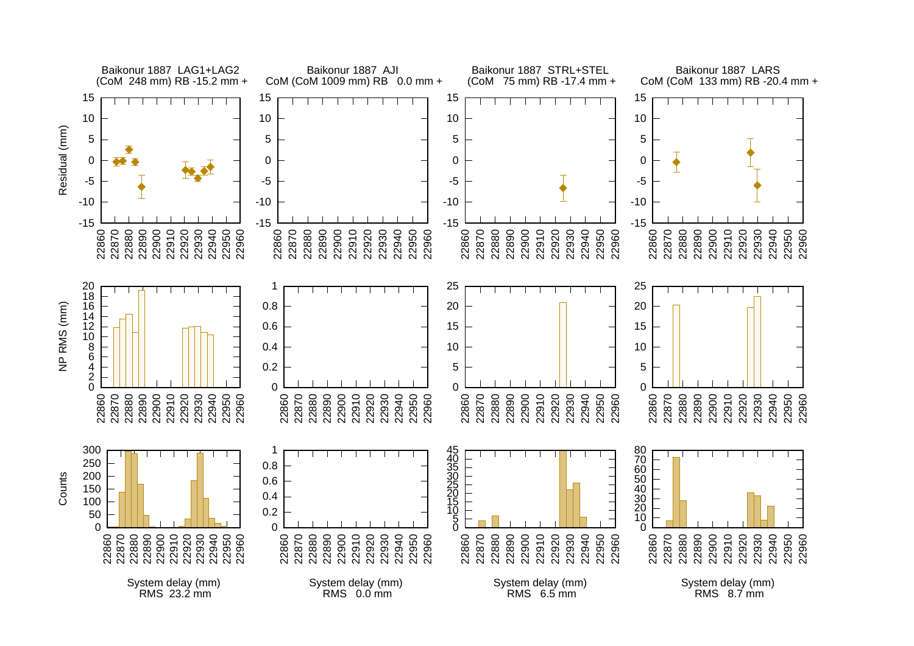Baikonur 1887 LAG1+LAG2
(CoM 248 mm) RB -15.2 mm +

Baikonur 1887 AJI
CoM (CoM 1009 mm) RB 0.0 mm +

Baikonur 1887 STRL+STEL
(CoM 75 mm) RB -17.4 mm +

Baikonur 1887 LARS
CoM (CoM 133 mm) RB -20.4 mm +

System delay (mm)
RMS 23.2 mm

System delay (mm)
RMS 0.0 mm

System delay (mm)
RMS 6.5 mm

System delay (mm)
RMS 8.7 mm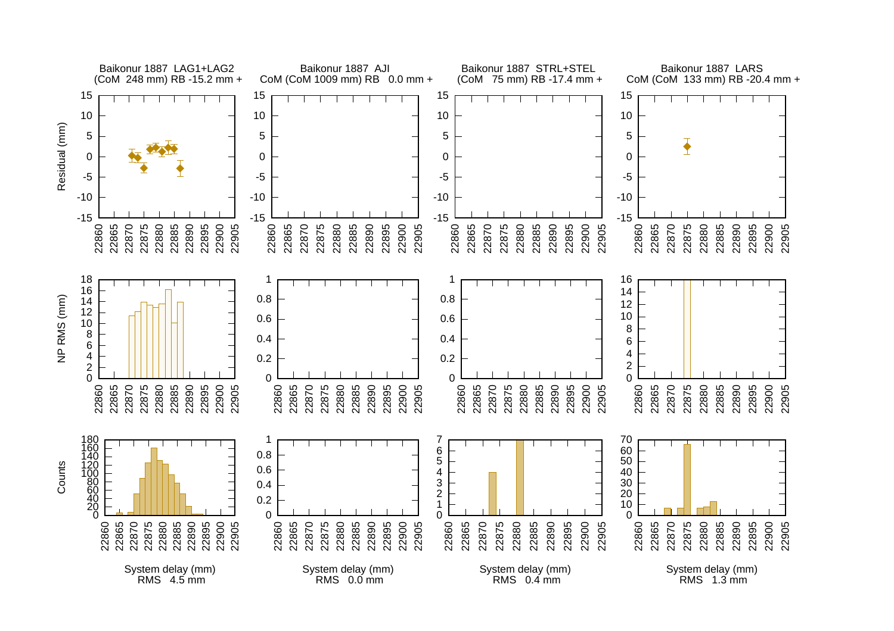Baikonur 1887 LAG1+LAG2
(CoM 248 mm) RB -15.2 mm +

Baikonur 1887 AJI
CoM (CoM 1009 mm) RB 0.0 mm +

Baikonur 1887 STRL+STEL
(CoM 75 mm) RB -17.4 mm +

Baikonur 1887 LARS
CoM (CoM 133 mm) RB -20.4 mm +

Residual (mm)

NP RMS (mm)

Counts

System delay (mm)
RMS 4.5 mm

System delay (mm)
RMS 0.0 mm

System delay (mm)
RMS 0.4 mm

System delay (mm)
RMS 1.3 mm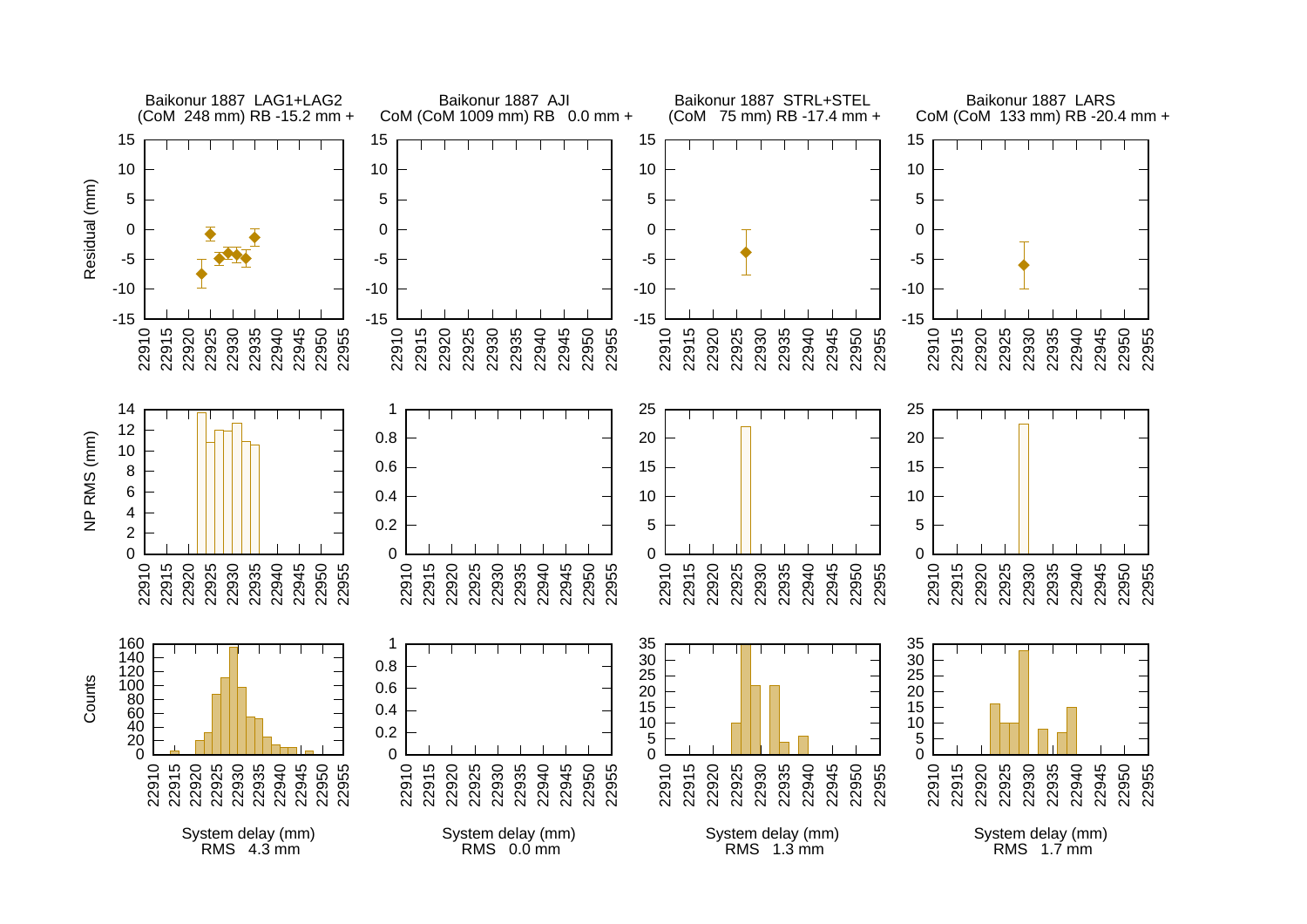Baikonur 1887 LAG1+LAG2
(CoM 248 mm) RB -15.2 mm +

Baikonur 1887 AJI
CoM (CoM 1009 mm) RB 0.0 mm +

Baikonur 1887 STRL+STEL
(CoM 75 mm) RB -17.4 mm +

Baikonur 1887 LARS
CoM (CoM 133 mm) RB -20.4 mm +

System delay (mm)
RMS 4.3 mm

System delay (mm)
RMS 0.0 mm

System delay (mm)
RMS 1.3 mm

System delay (mm)
RMS 1.7 mm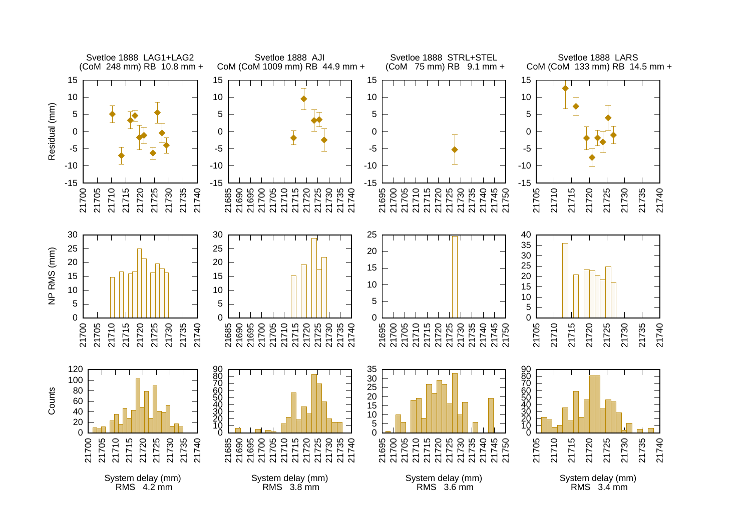Svetloe 1888 LAG1+LAG2
(CoM 248 mm) RB 10.8 mm +

Svetloe 1888 AJI
CoM (CoM 1009 mm) RB 44.9 mm +

Svetloe 1888 STRL+STEL
(CoM 75 mm) RB 9.1 mm +

Svetloe 1888 LARS
CoM (CoM 133 mm) RB 14.5 mm +

System delay (mm)
RMS 4.2 mm

System delay (mm)
RMS 3.8 mm

System delay (mm)
RMS 3.6 mm

System delay (mm)
RMS 3.4 mm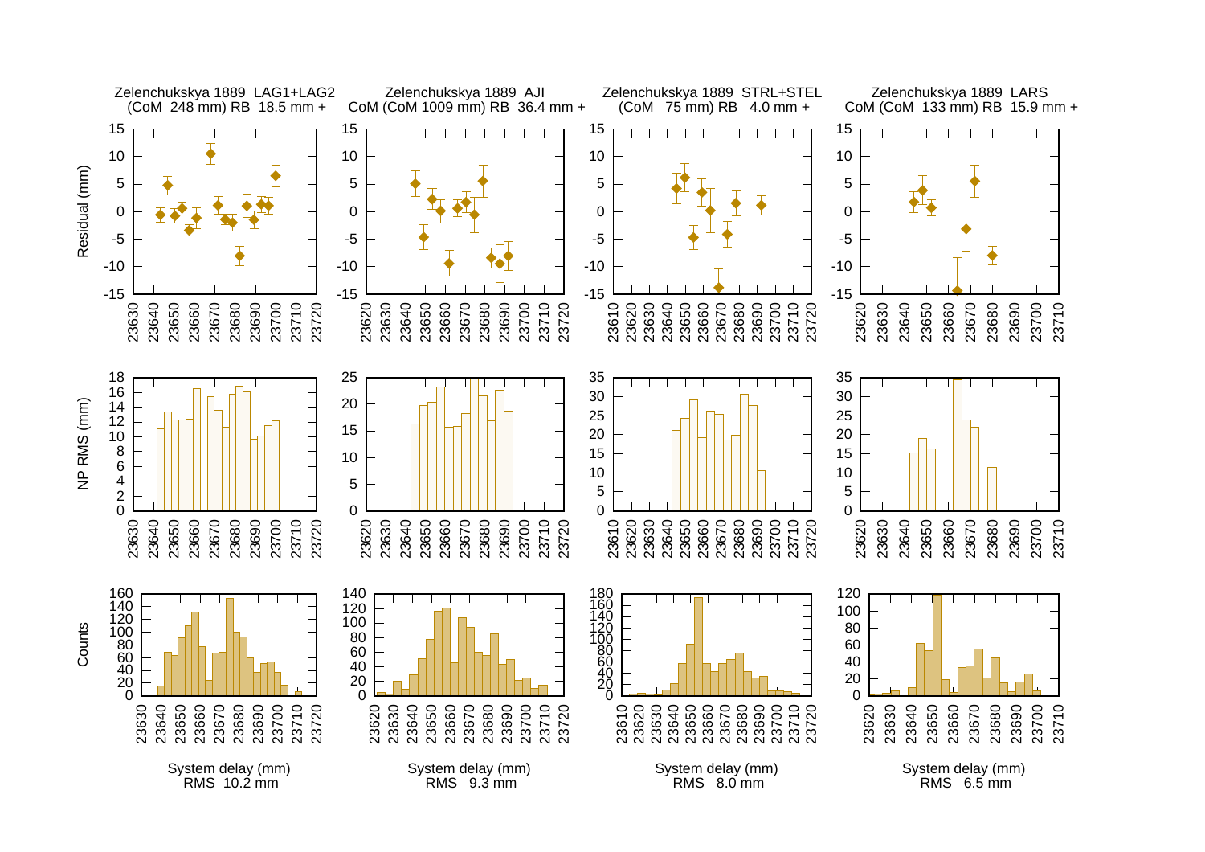Zelenchukskya 1889 LAG1+LAG2 (CoM 248 mm) RB 18.5 mm +

Zelenchukskya 1889 AJI CoM (CoM 1009 mm) RB 36.4 mm +

Zelenchukskya 1889 STRL+STEL (CoM 75 mm) RB 4.0 mm +

Zelenchukskya 1889 LARS CoM (CoM 133 mm) RB 15.9 mm +

System delay (mm) RMS 10.2 mm

System delay (mm) RMS 9.3 mm

System delay (mm) RMS 8.0 mm

System delay (mm) RMS 6.5 mm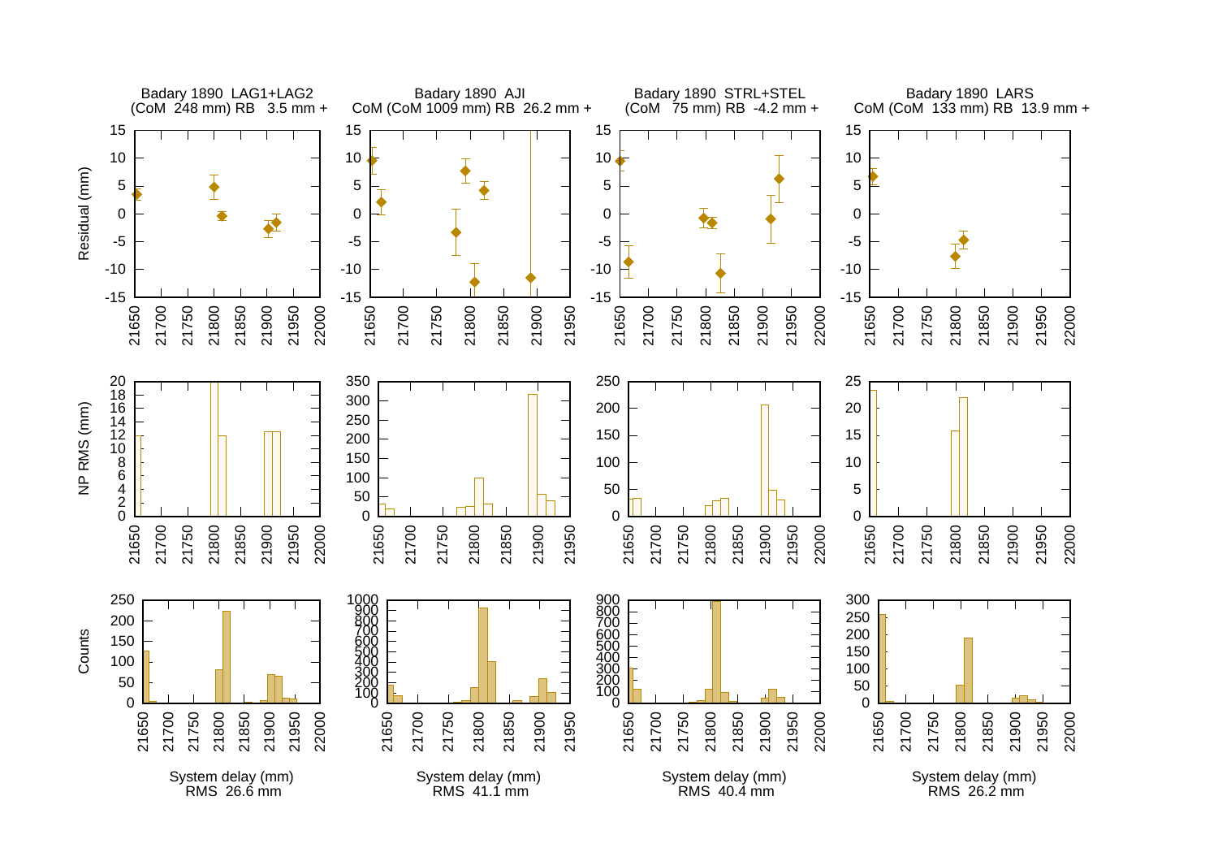Badary 1890 LAG1+LAG2
(CoM 248 mm) RB 3.5 mm +

Badary 1890 AJI
CoM (CoM 1009 mm) RB 26.2 mm +

Badary 1890 STRL+STEL
(CoM 75 mm) RB -4.2 mm +

Badary 1890 LARS
CoM (CoM 133 mm) RB 13.9 mm +

System delay (mm)
RMS 26.6 mm

System delay (mm)
RMS 41.1 mm

System delay (mm)
RMS 40.4 mm

System delay (mm)
RMS 26.2 mm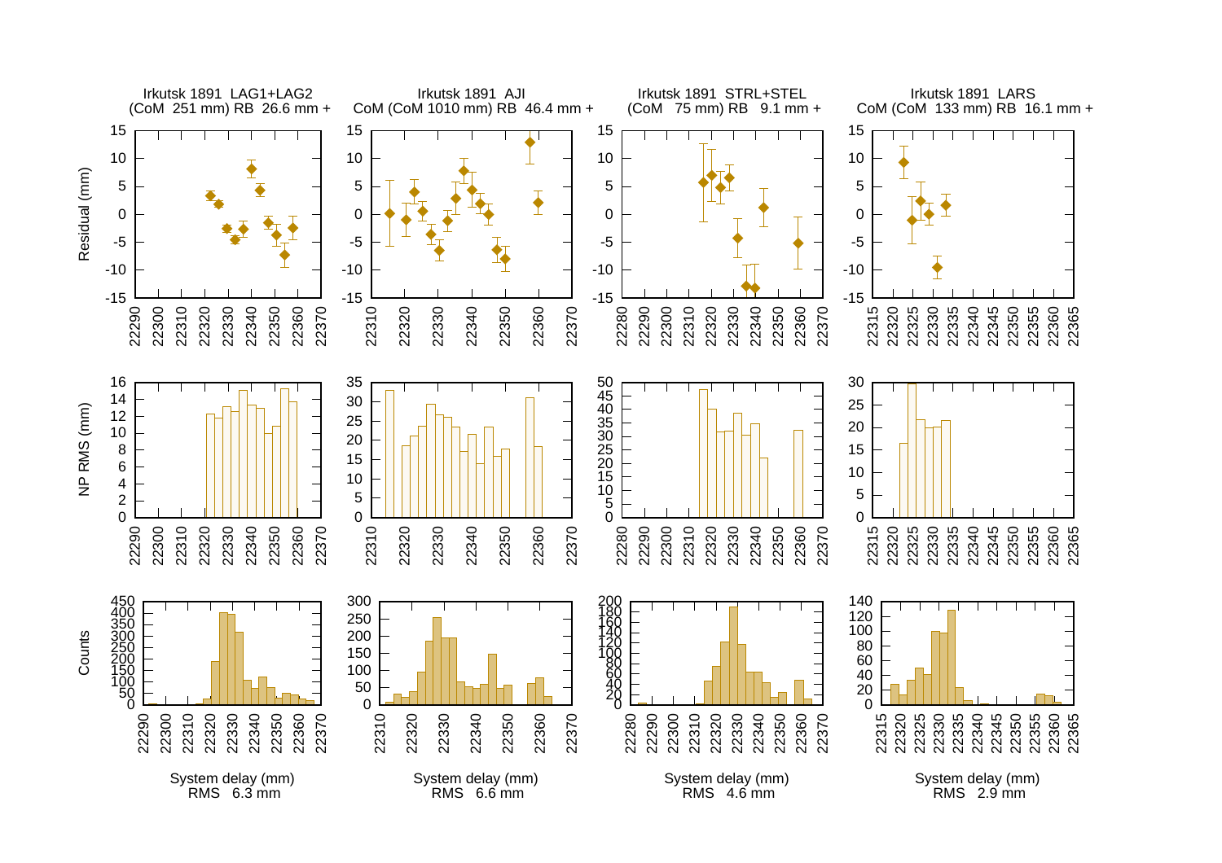Irkutsk 1891 LAG1+LAG2
(CoM 251 mm) RB 26.6 mm +

Irkutsk 1891 AJI
CoM (CoM 1010 mm) RB 46.4 mm +

Irkutsk 1891 STRL+STEL
(CoM 75 mm) RB 9.1 mm +

Irkutsk 1891 LARS
CoM (CoM 133 mm) RB 16.1 mm +

System delay (mm)
RMS 6.3 mm

System delay (mm)
RMS 6.6 mm

System delay (mm)
RMS 4.6 mm

System delay (mm)
RMS 2.9 mm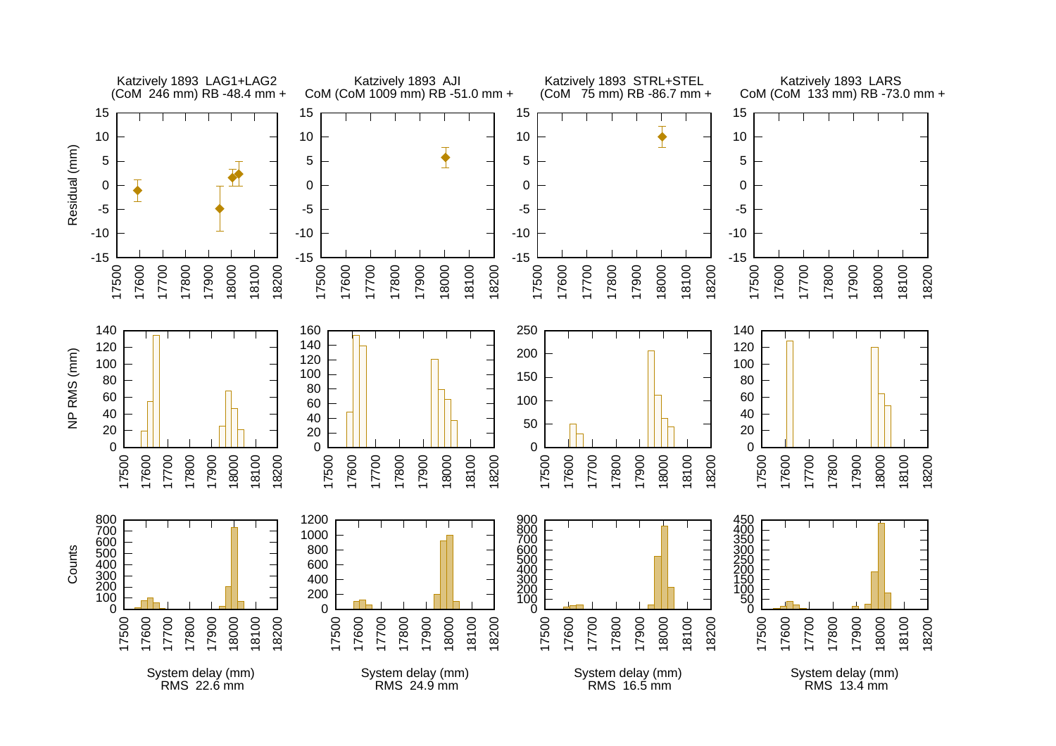Katzively 1893 LAG1+LAG2
(CoM 246 mm) RB -48.4 mm +

Katzively 1893 AJI
CoM (CoM 1009 mm) RB -51.0 mm +

Katzively 1893 STRL+STEL
(CoM 75 mm) RB -86.7 mm +

Katzively 1893 LARS
CoM (CoM 133 mm) RB -73.0 mm +

Residual (mm)

NP RMS (mm)

Counts

System delay (mm)
RMS 22.6 mm

System delay (mm)
RMS 24.9 mm

System delay (mm)
RMS 16.5 mm

System delay (mm)
RMS 13.4 mm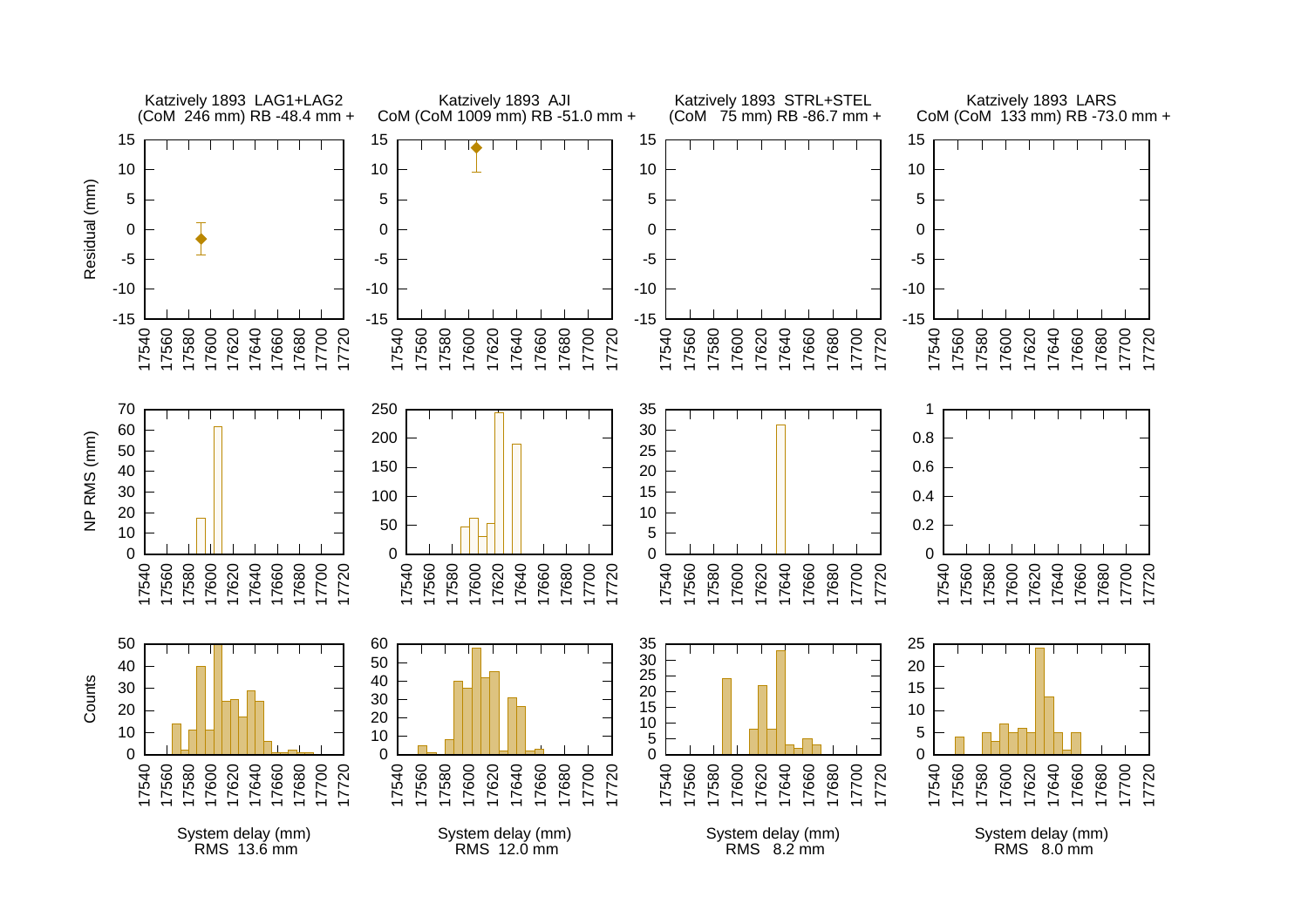Katzively 1893 LAG1+LAG2
(CoM 246 mm) RB -48.4 mm +

Katzively 1893 AJI
CoM (CoM 1009 mm) RB -51.0 mm +

Katzively 1893 STRL+STEL
(CoM 75 mm) RB -86.7 mm +

Katzively 1893 LARS
CoM (CoM 133 mm) RB -73.0 mm +

Residual (mm)

NP RMS (mm)

Counts

System delay (mm)
RMS 13.6 mm

System delay (mm)
RMS 12.0 mm

System delay (mm)
RMS 8.2 mm

System delay (mm)
RMS 8.0 mm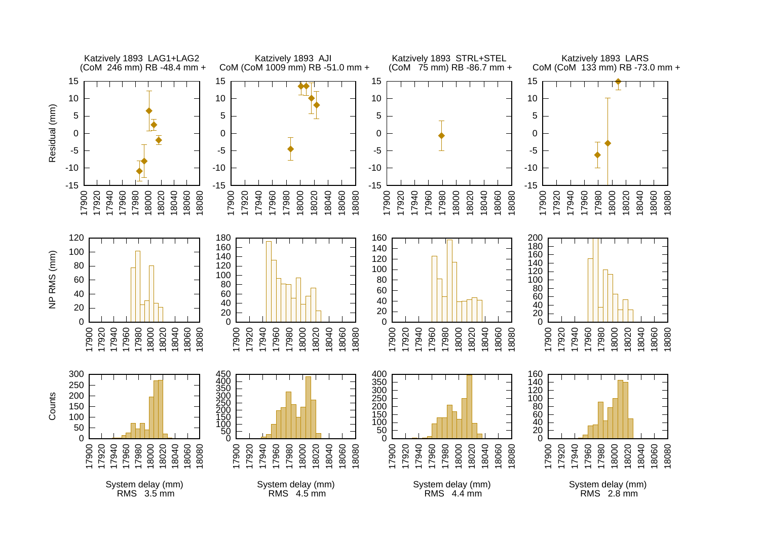Katzively 1893 LAG1+LAG2
(CoM 246 mm) RB -48.4 mm +

Katzively 1893 AJI
CoM (CoM 1009 mm) RB -51.0 mm +

Katzively 1893 STRL+STEL
(CoM 75 mm) RB -86.7 mm +

Katzively 1893 LARS
CoM (CoM 133 mm) RB -73.0 mm +

System delay (mm)
RMS 3.5 mm

System delay (mm)
RMS 4.5 mm

System delay (mm)
RMS 4.4 mm

System delay (mm)
RMS 2.8 mm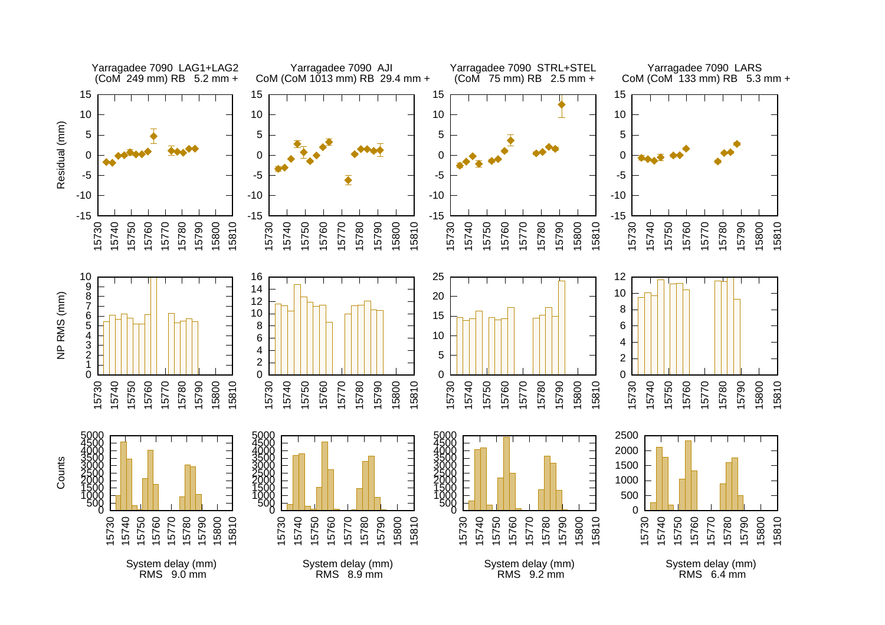Yarragadee 7090 LAG1+LAG2
(CoM 249 mm) RB 5.2 mm +

Yarragadee 7090 AJI
CoM (CoM 1013 mm) RB 29.4 mm +

Yarragadee 7090 STRL+STEL
(CoM 75 mm) RB 2.5 mm +

Yarragadee 7090 LARS
CoM (CoM 133 mm) RB 5.3 mm +

System delay (mm)
RMS 9.0 mm

System delay (mm)
RMS 8.9 mm

System delay (mm)
RMS 9.2 mm

System delay (mm)
RMS 6.4 mm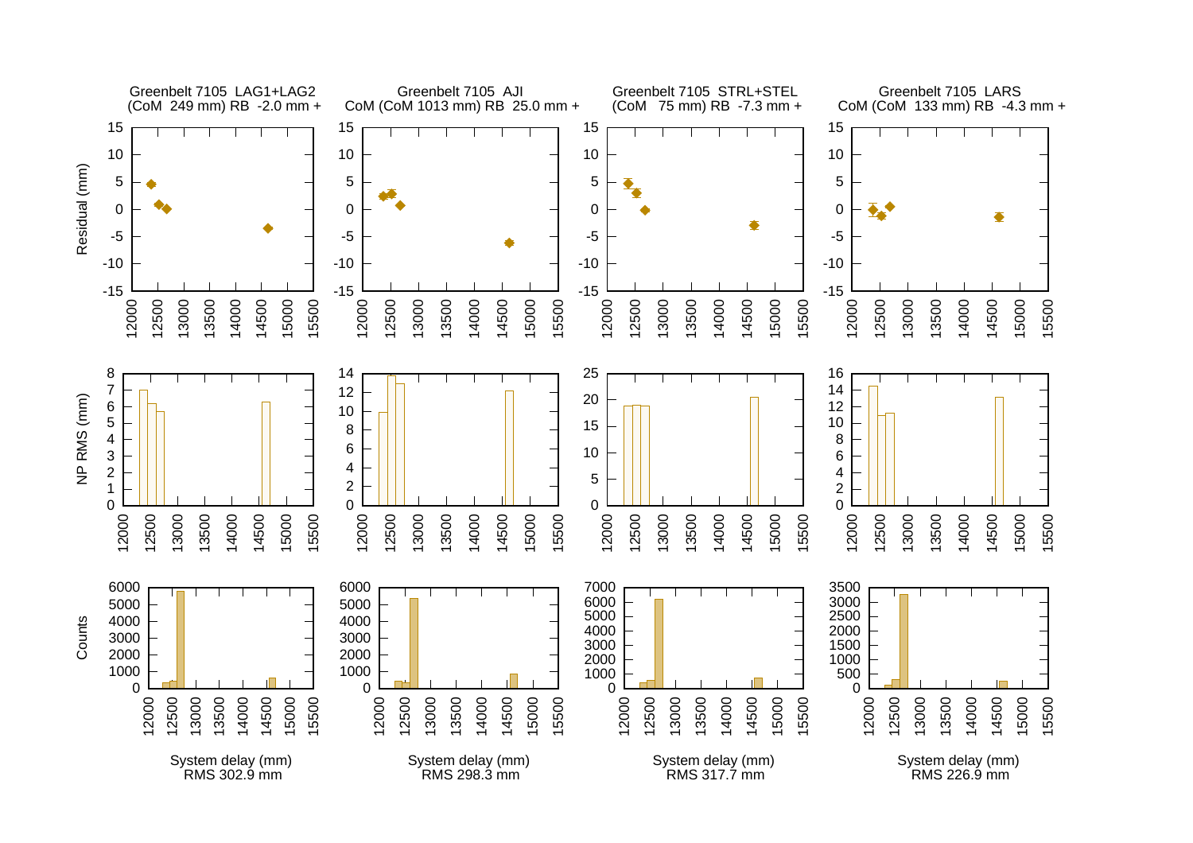Greenbelt 7105 LAG1+LAG2
(CoM 249 mm) RB -2.0 mm +

Greenbelt 7105 AJI
CoM (CoM 1013 mm) RB 25.0 mm +

Greenbelt 7105 STRL+STEL
(CoM 75 mm) RB -7.3 mm +

Greenbelt 7105 LARS
CoM (CoM 133 mm) RB -4.3 mm +

System delay (mm)
RMS 302.9 mm

System delay (mm)
RMS 298.3 mm

System delay (mm)
RMS 317.7 mm

System delay (mm)
RMS 226.9 mm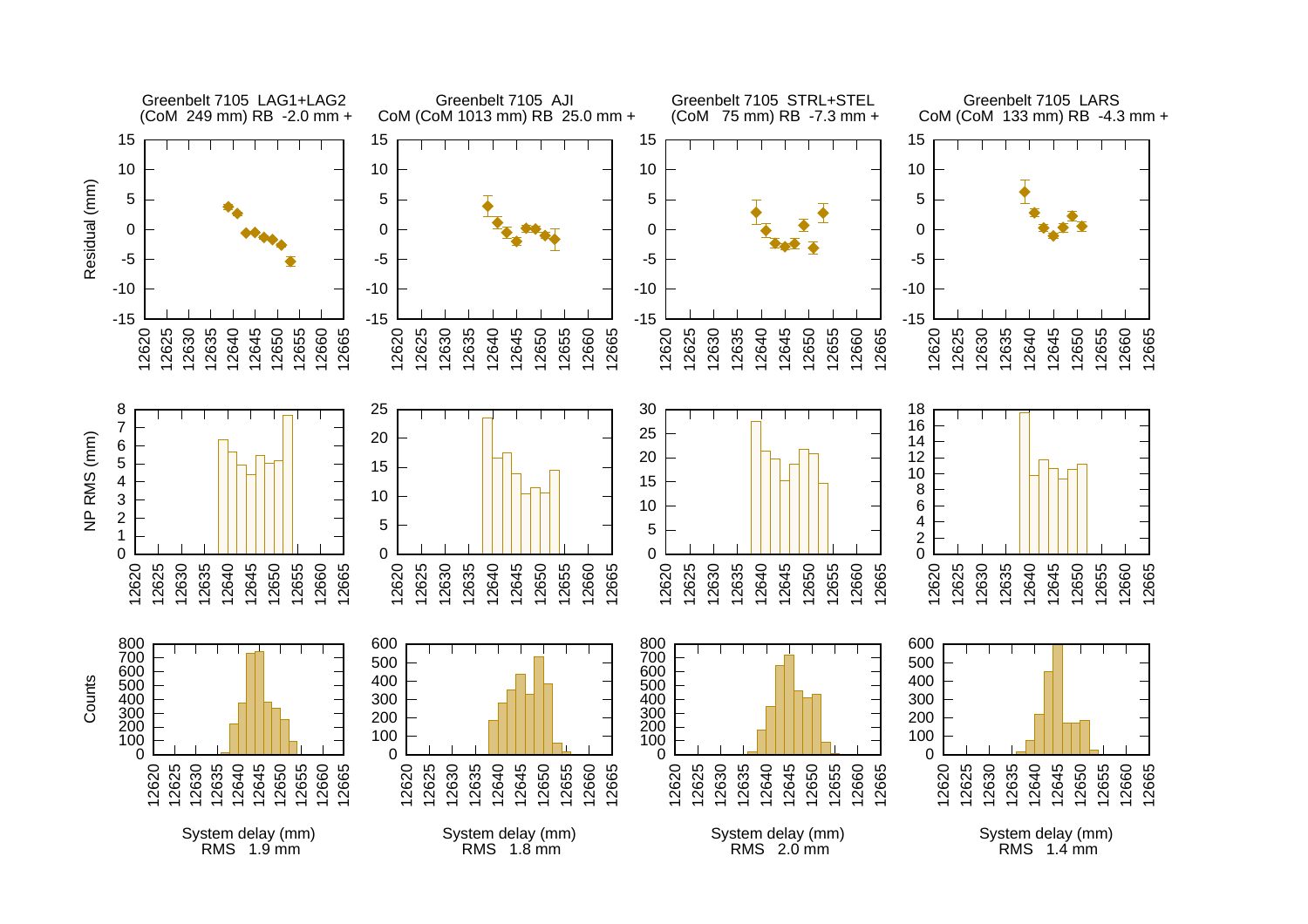Greenbelt 7105 LAG1+LAG2
(CoM 249 mm) RB -2.0 mm +

Greenbelt 7105 AJI
CoM (CoM 1013 mm) RB 25.0 mm +

Greenbelt 7105 STRL+STEL
(CoM 75 mm) RB -7.3 mm +

Greenbelt 7105 LARS
CoM (CoM 133 mm) RB -4.3 mm +

System delay (mm)
RMS 1.9 mm

System delay (mm)
RMS 1.8 mm

System delay (mm)
RMS 2.0 mm

System delay (mm)
RMS 1.4 mm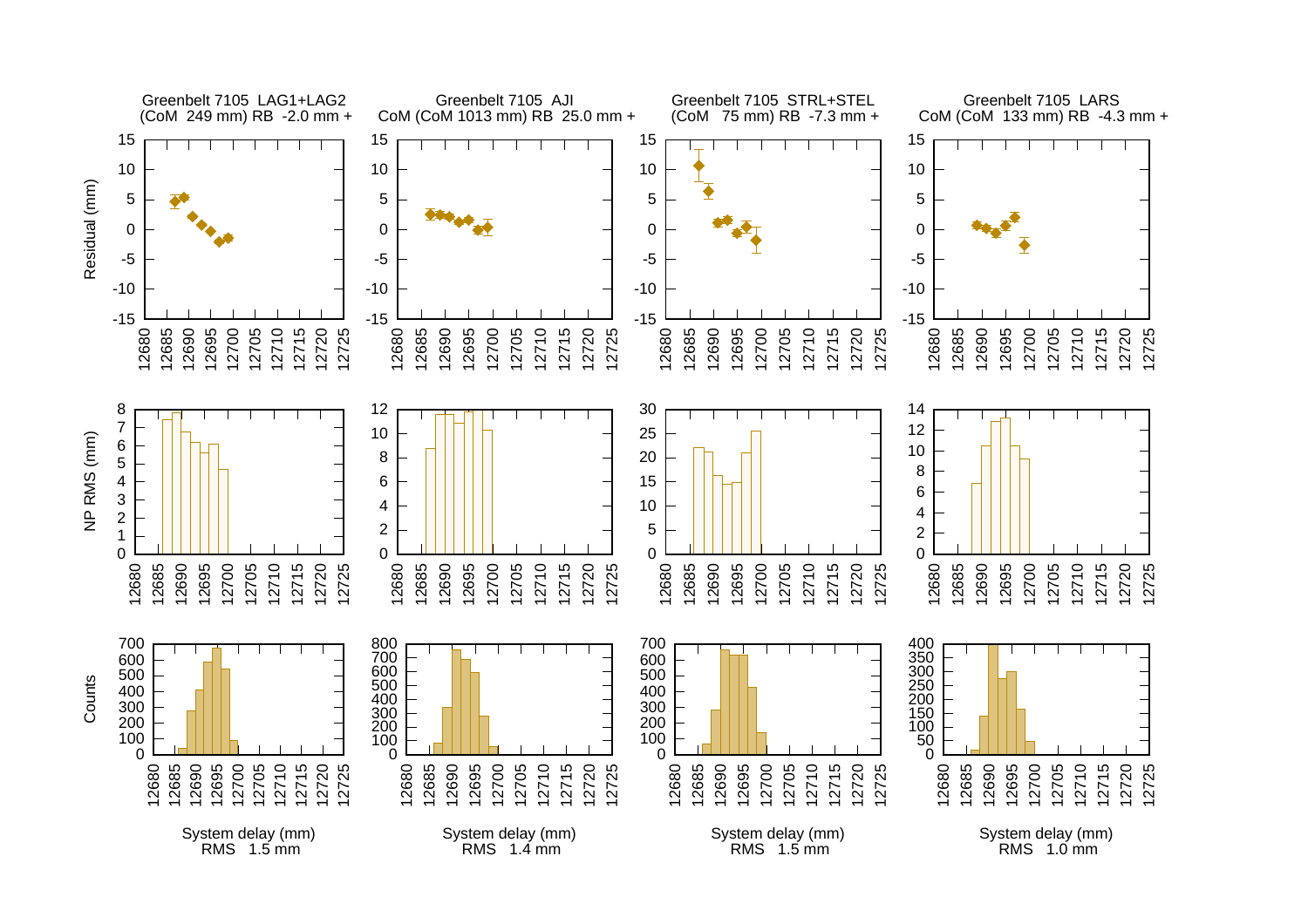Greenbelt 7105 LAG1+LAG2
(CoM 249 mm) RB -2.0 mm +

Greenbelt 7105 AJI
CoM (CoM 1013 mm) RB 25.0 mm +

Greenbelt 7105 STRL+STEL
(CoM 75 mm) RB -7.3 mm +

Greenbelt 7105 LARS
CoM (CoM 133 mm) RB -4.3 mm +

System delay (mm)
RMS 1.5 mm

System delay (mm)
RMS 1.4 mm

System delay (mm)
RMS 1.5 mm

System delay (mm)
RMS 1.0 mm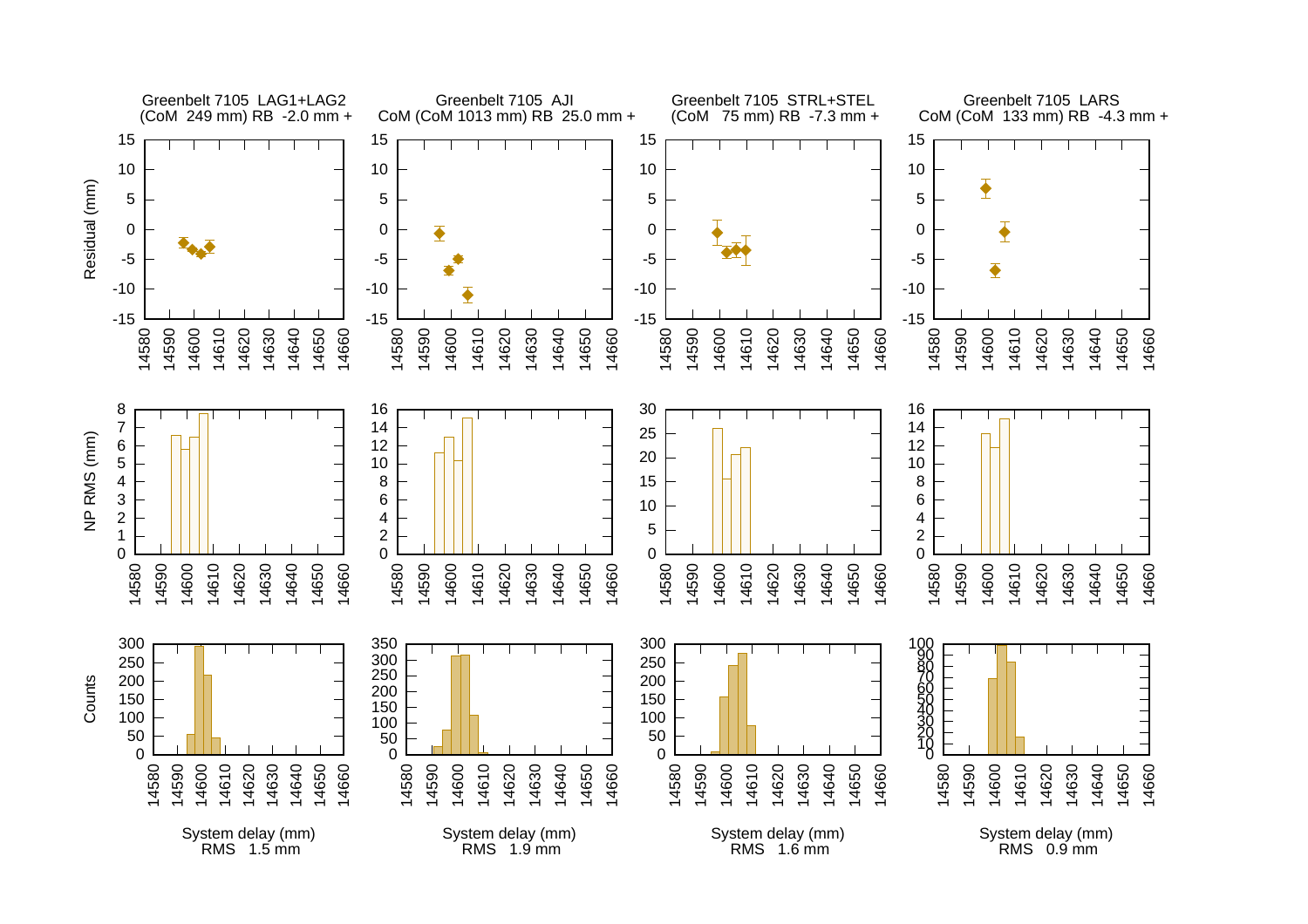Greenbelt 7105 LAG1+LAG2
(CoM 249 mm) RB -2.0 mm +

Greenbelt 7105 AJI
CoM (CoM 1013 mm) RB 25.0 mm +

Greenbelt 7105 STRL+STEL
(CoM 75 mm) RB -7.3 mm +

Greenbelt 7105 LARS
CoM (CoM 133 mm) RB -4.3 mm +

Residual (mm)

NP RMS (mm)

Counts

System delay (mm)
RMS 1.5 mm

System delay (mm)
RMS 1.9 mm

System delay (mm)
RMS 1.6 mm

System delay (mm)
RMS 0.9 mm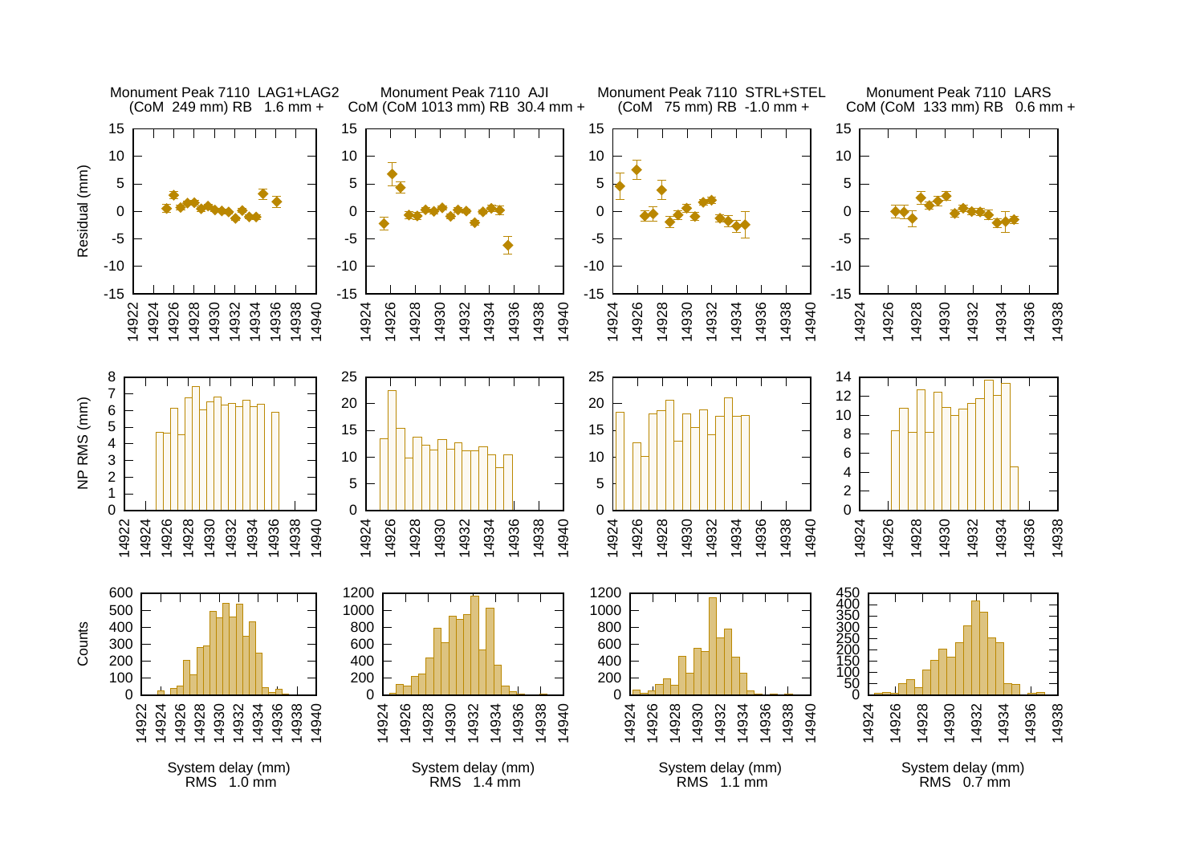Monument Peak 7110 LAG1+LAG2
(CoM 249 mm) RB 1.6 mm +

Monument Peak 7110 AJI
CoM (CoM 1013 mm) RB 30.4 mm +

Monument Peak 7110 STRL+STEL
(CoM 75 mm) RB -1.0 mm +

Monument Peak 7110 LARS
CoM (CoM 133 mm) RB 0.6 mm +

System delay (mm)
RMS 1.0 mm

System delay (mm)
RMS 1.4 mm

System delay (mm)
RMS 1.1 mm

System delay (mm)
RMS 0.7 mm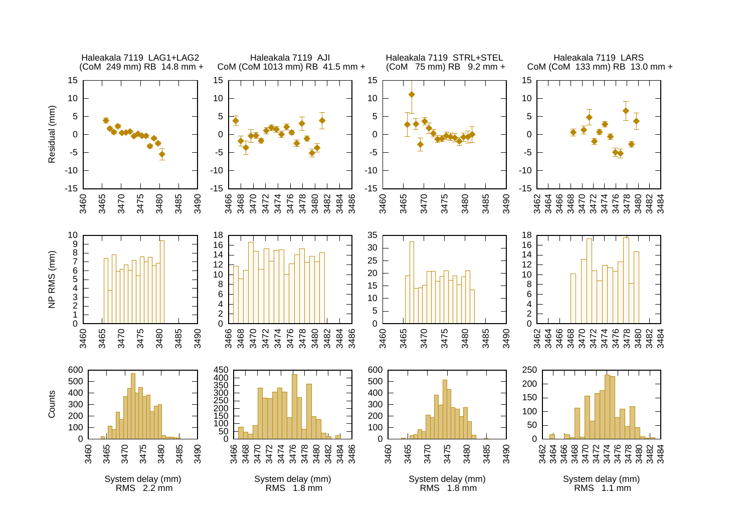Haleakala 7119 LAG1+LAG2
(CoM 249 mm) RB 14.8 mm +

Haleakala 7119 AJI
CoM (CoM 1013 mm) RB 41.5 mm +

Haleakala 7119 STRL+STEL
(CoM 75 mm) RB 9.2 mm +

Haleakala 7119 LARS
CoM (CoM 133 mm) RB 13.0 mm +

System delay (mm)
RMS 2.2 mm

System delay (mm)
RMS 1.8 mm

System delay (mm)
RMS 1.8 mm

System delay (mm)
RMS 1.1 mm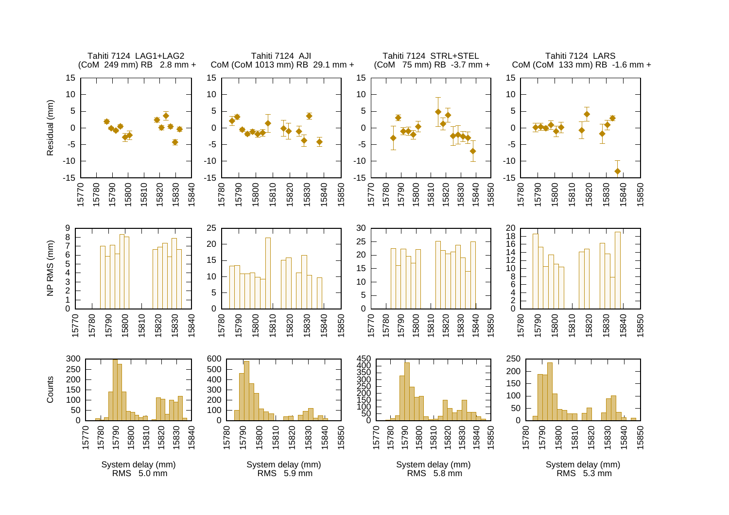Tahiti 7124 LAG1+LAG2
(CoM 249 mm) RB 2.8 mm +

Tahiti 7124 AJI
CoM (CoM 1013 mm) RB 29.1 mm +

Tahiti 7124 STRL+STEL
(CoM 75 mm) RB -3.7 mm +

Tahiti 7124 LARS
CoM (CoM 133 mm) RB -1.6 mm +

System delay (mm)
RMS 5.0 mm

System delay (mm)
RMS 5.9 mm

System delay (mm)
RMS 5.8 mm

System delay (mm)
RMS 5.3 mm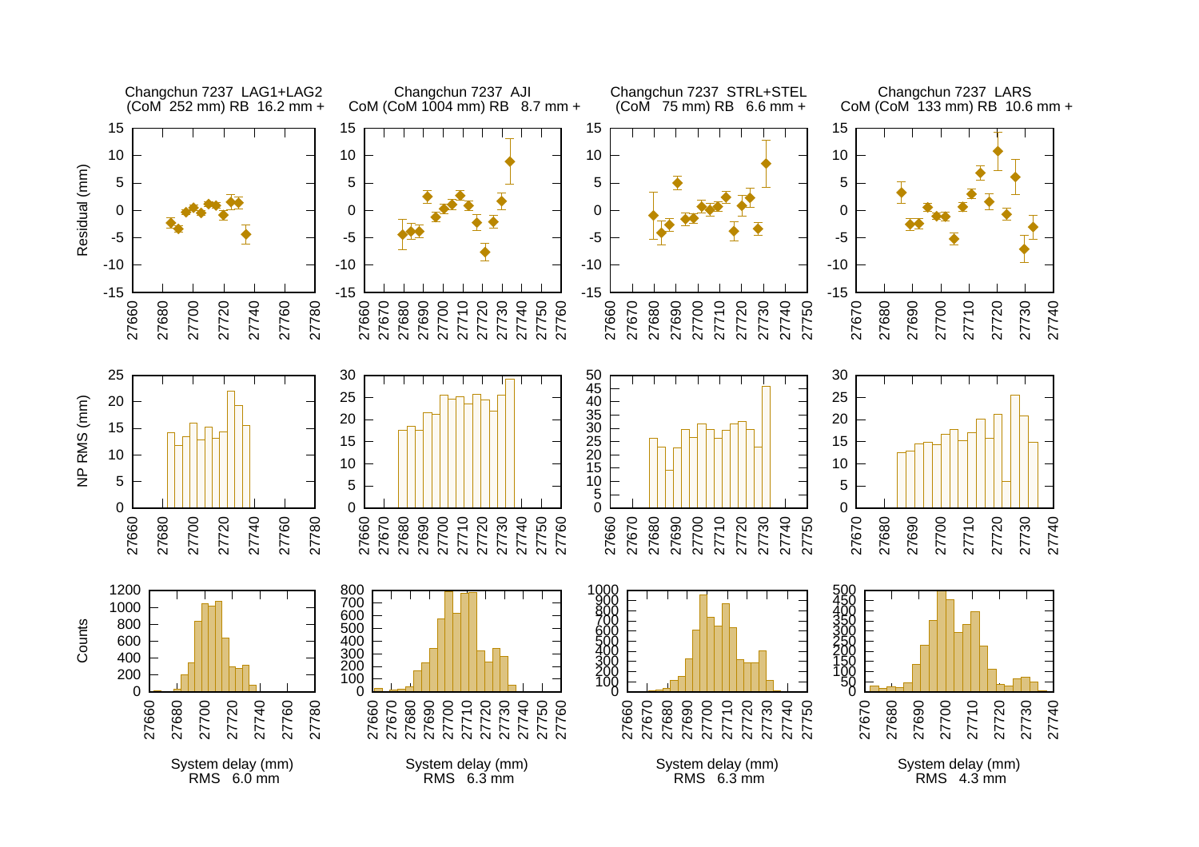Changchun 7237 LAG1+LAG2
(CoM 252 mm) RB 16.2 mm +

Changchun 7237 AJI
CoM (CoM 1004 mm) RB 8.7 mm +

Changchun 7237 STRL+STEL
(CoM 75 mm) RB 6.6 mm +

Changchun 7237 LARS
CoM (CoM 133 mm) RB 10.6 mm +

System delay (mm)
RMS 6.0 mm

System delay (mm)
RMS 6.3 mm

System delay (mm)
RMS 6.3 mm

System delay (mm)
RMS 4.3 mm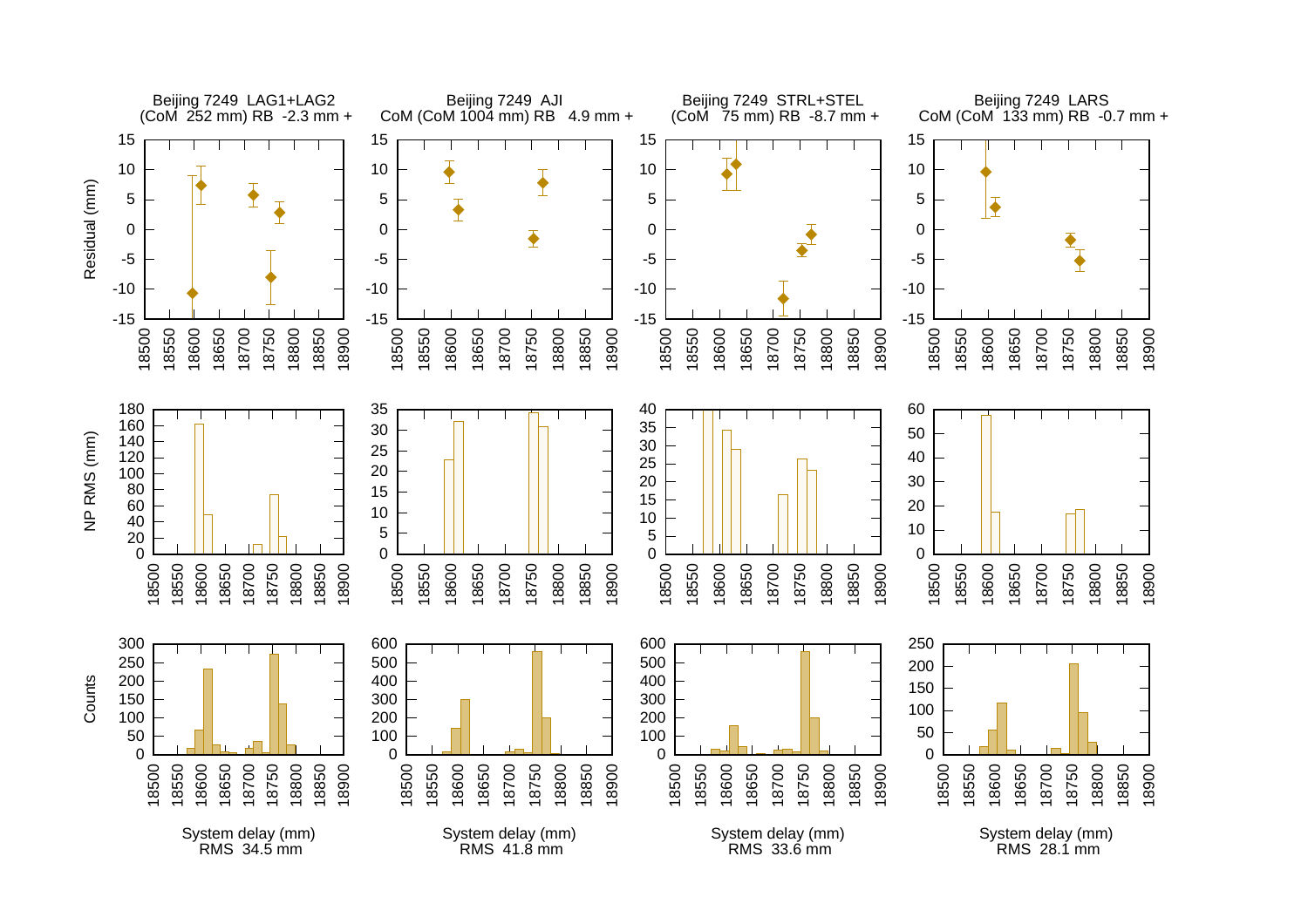Beijing 7249 LAG1+LAG2
(CoM 252 mm) RB -2.3 mm +

Beijing 7249 AJI
CoM (CoM 1004 mm) RB 4.9 mm +

Beijing 7249 STRL+STEL
(CoM 75 mm) RB -8.7 mm +

Beijing 7249 LARS
CoM (CoM 133 mm) RB -0.7 mm +

System delay (mm)
RMS 34.5 mm

System delay (mm)
RMS 41.8 mm

System delay (mm)
RMS 33.6 mm

System delay (mm)
RMS 28.1 mm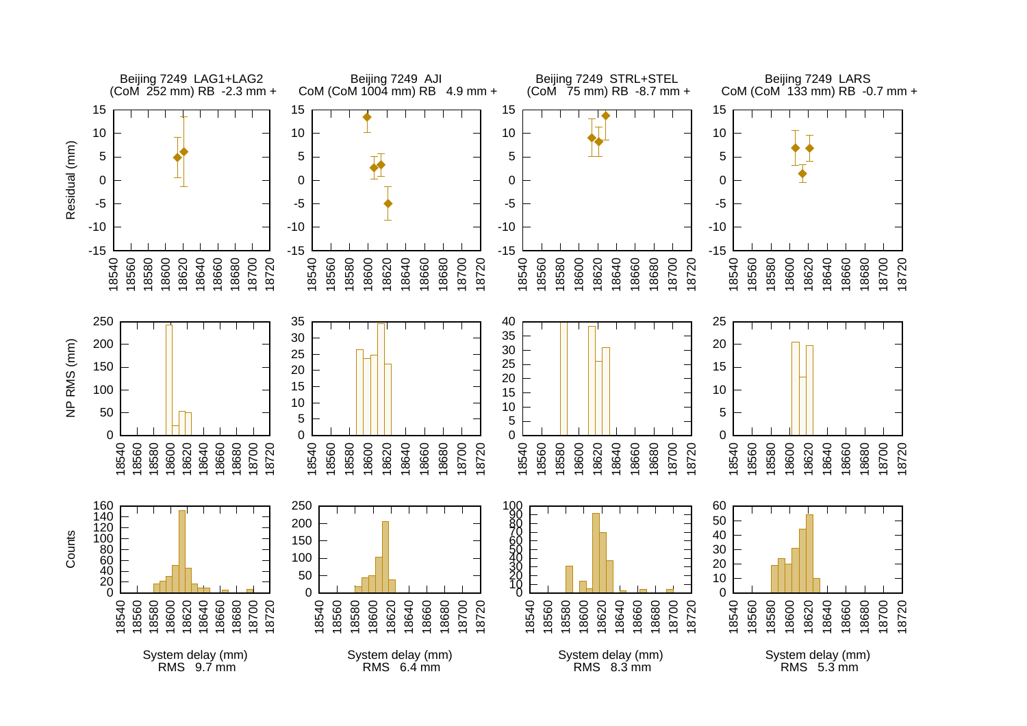Beijing 7249 LAG1+LAG2
(CoM 252 mm) RB -2.3 mm +

Beijing 7249 AJI
CoM (CoM 1004 mm) RB 4.9 mm +

Beijing 7249 STRL+STEL
(CoM 75 mm) RB -8.7 mm +

Beijing 7249 LARS
CoM (CoM 133 mm) RB -0.7 mm +

System delay (mm)
RMS 9.7 mm

System delay (mm)
RMS 6.4 mm

System delay (mm)
RMS 8.3 mm

System delay (mm)
RMS 5.3 mm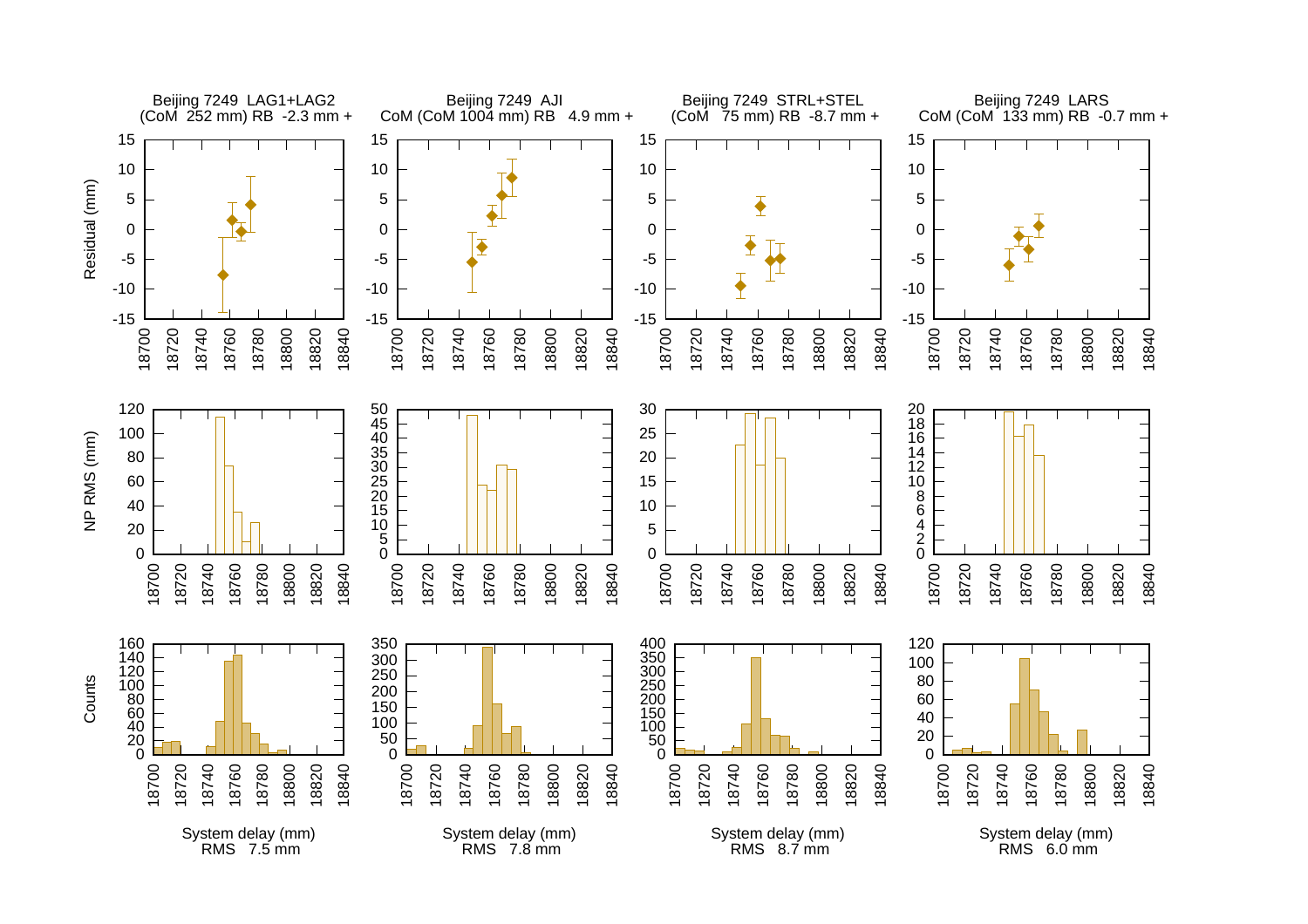Beijing 7249 LAG1+LAG2
(CoM 252 mm) RB -2.3 mm +

Beijing 7249 AJI
CoM (CoM 1004 mm) RB 4.9 mm +

Beijing 7249 STRL+STEL
(CoM 75 mm) RB -8.7 mm +

Beijing 7249 LARS
CoM (CoM 133 mm) RB -0.7 mm +

System delay (mm)
RMS 7.5 mm

System delay (mm)
RMS 7.8 mm

System delay (mm)
RMS 8.7 mm

System delay (mm)
RMS 6.0 mm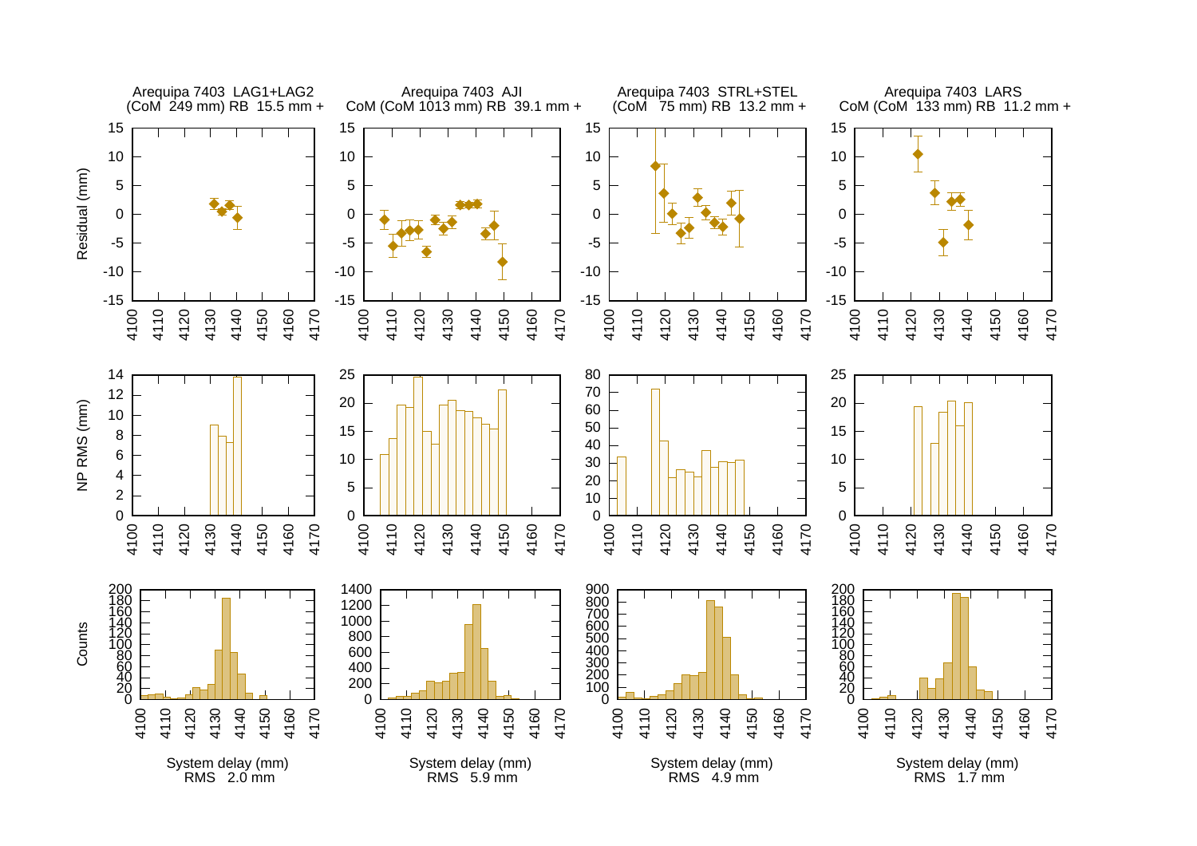Arequipa 7403 LAG1+LAG2
(CoM 249 mm) RB 15.5 mm +

Arequipa 7403 AJI
CoM (CoM 1013 mm) RB 39.1 mm +

Arequipa 7403 STRL+STEL
(CoM 75 mm) RB 13.2 mm +

Arequipa 7403 LARS
CoM (CoM 133 mm) RB 11.2 mm +

System delay (mm)
RMS 2.0 mm

System delay (mm)
RMS 5.9 mm

System delay (mm)
RMS 4.9 mm

System delay (mm)
RMS 1.7 mm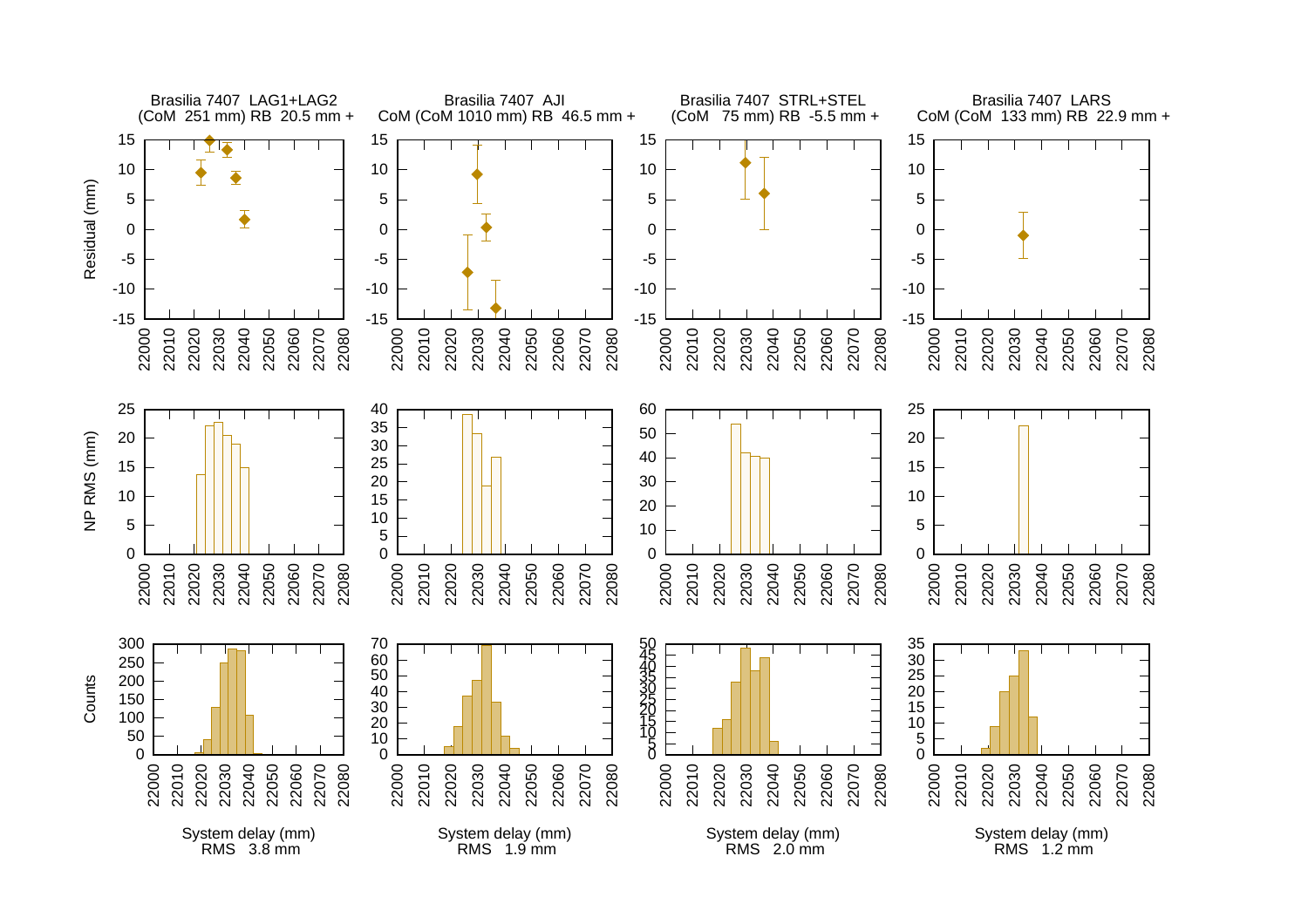Brasilia 7407 LAG1+LAG2
(CoM 251 mm) RB 20.5 mm +

Brasilia 7407 AJI
CoM (CoM 1010 mm) RB 46.5 mm +

Brasilia 7407 STRL+STEL
(CoM 75 mm) RB -5.5 mm +

Brasilia 7407 LARS
CoM (CoM 133 mm) RB 22.9 mm +

System delay (mm)
RMS 3.8 mm

System delay (mm)
RMS 1.9 mm

System delay (mm)
RMS 2.0 mm

System delay (mm)
RMS 1.2 mm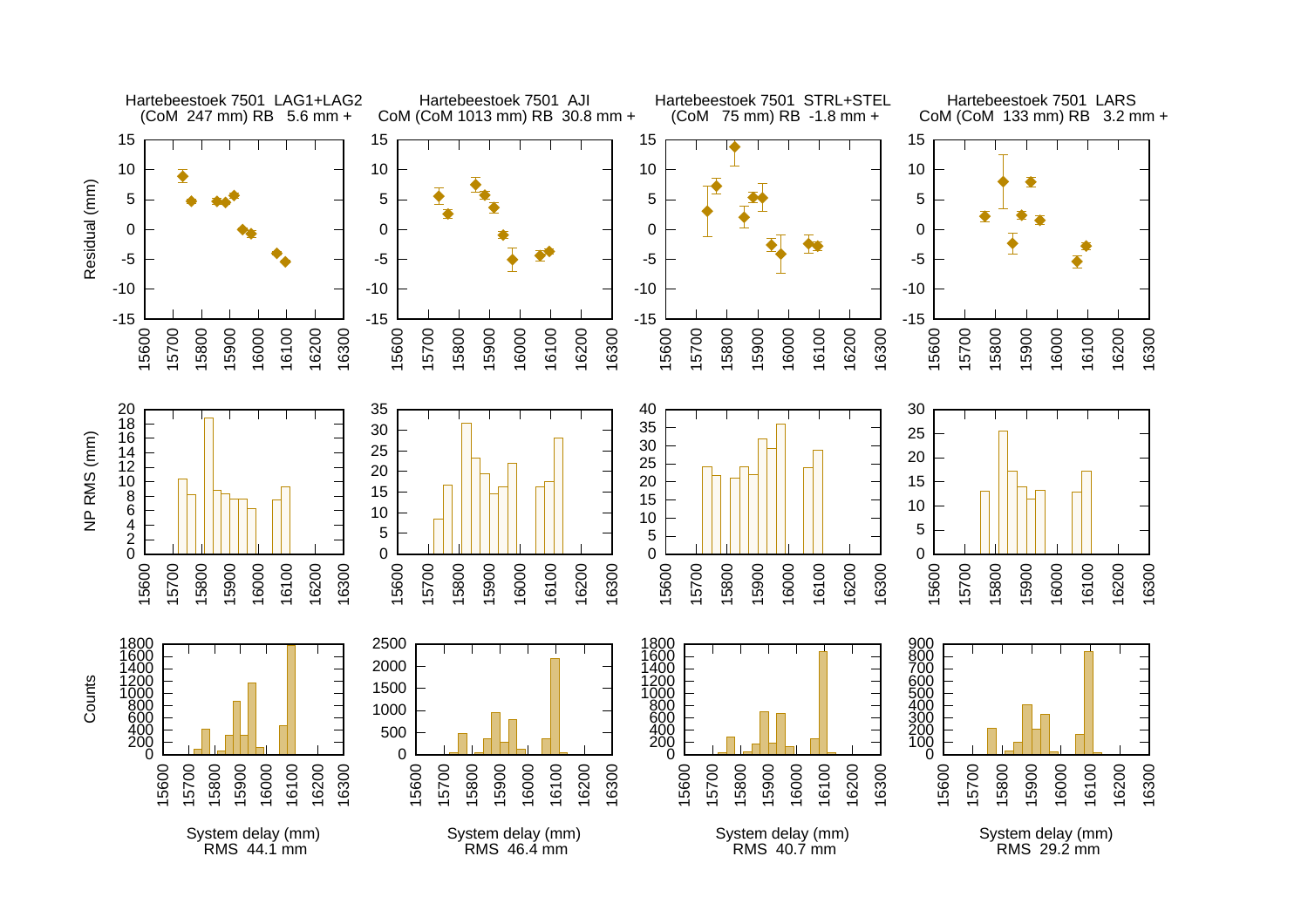Hartebeestoek 7501 LAG1+LAG2
(CoM 247 mm) RB 5.6 mm +

Hartebeestoek 7501 AJI
CoM (CoM 1013 mm) RB 30.8 mm +

Hartebeestoek 7501 STRL+STEL
(CoM 75 mm) RB -1.8 mm +

Hartebeestoek 7501 LARS
CoM (CoM 133 mm) RB 3.2 mm +

System delay (mm)
RMS 44.1 mm

System delay (mm)
RMS 46.4 mm

System delay (mm)
RMS 40.7 mm

System delay (mm)
RMS 29.2 mm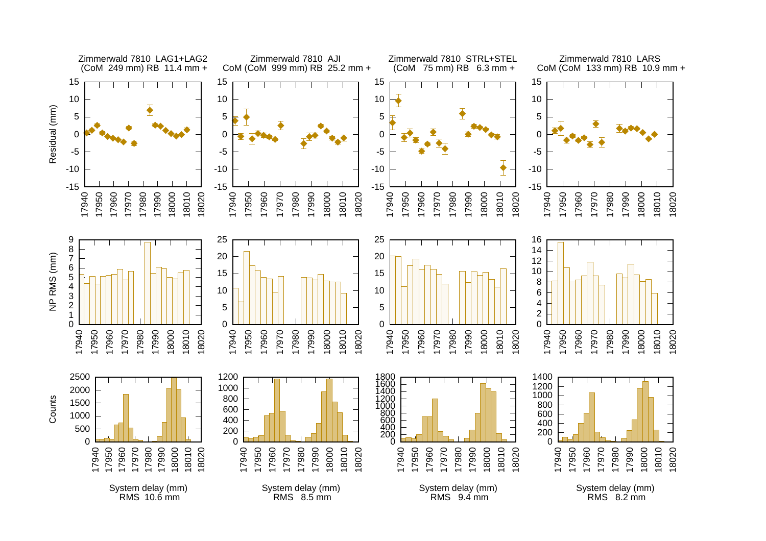Zimmerwald 7810 LAG1+LAG2
(CoM 249 mm) RB 11.4 mm +

Zimmerwald 7810 AJI
CoM (CoM 999 mm) RB 25.2 mm +

Zimmerwald 7810 STRL+STEL
(CoM 75 mm) RB 6.3 mm +

Zimmerwald 7810 LARS
CoM (CoM 133 mm) RB 10.9 mm +

System delay (mm)
RMS 10.6 mm

System delay (mm)
RMS 8.5 mm

System delay (mm)
RMS 9.4 mm

System delay (mm)
RMS 8.2 mm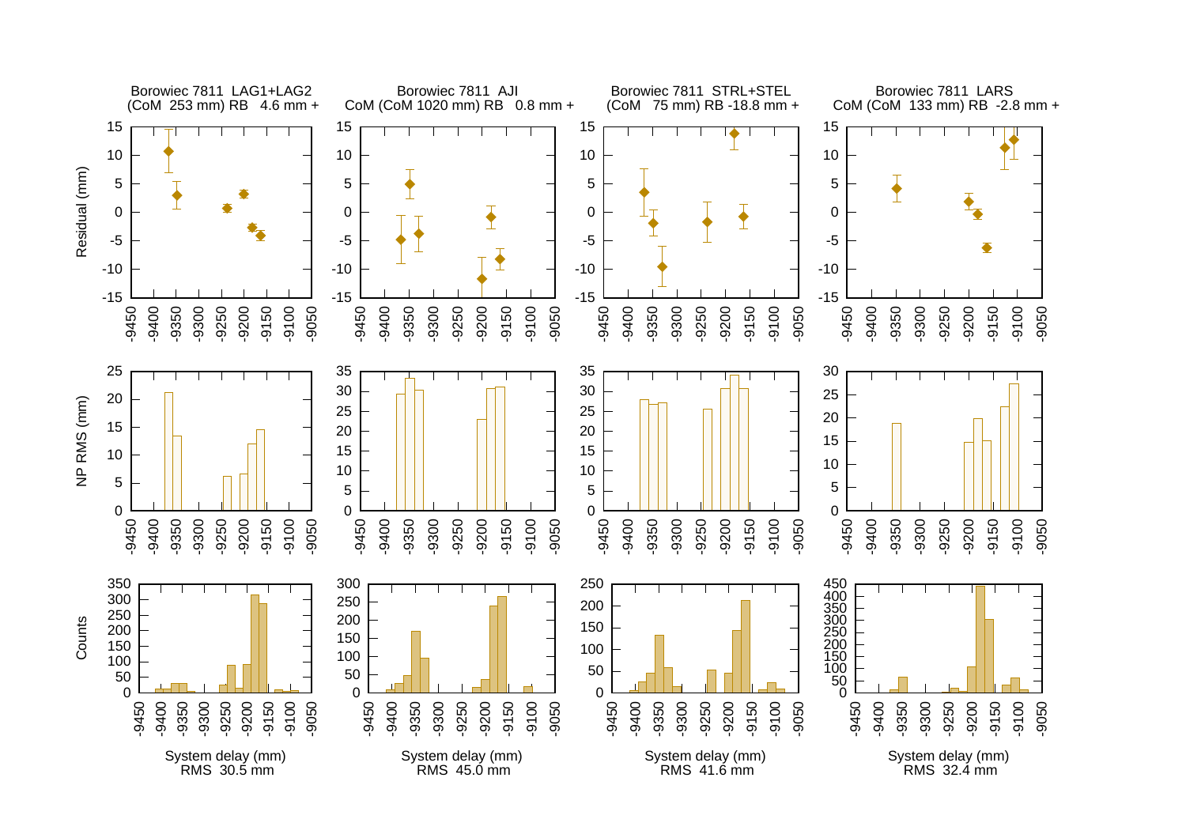Borowiec 7811 LAG1+LAG2
(CoM 253 mm) RB 4.6 mm +

Borowiec 7811 AJI
CoM (CoM 1020 mm) RB 0.8 mm +

Borowiec 7811 STRL+STEL
(CoM 75 mm) RB -18.8 mm +

Borowiec 7811 LARS
CoM (CoM 133 mm) RB -2.8 mm +

System delay (mm)
RMS 30.5 mm

System delay (mm)
RMS 45.0 mm

System delay (mm)
RMS 41.6 mm

System delay (mm)
RMS 32.4 mm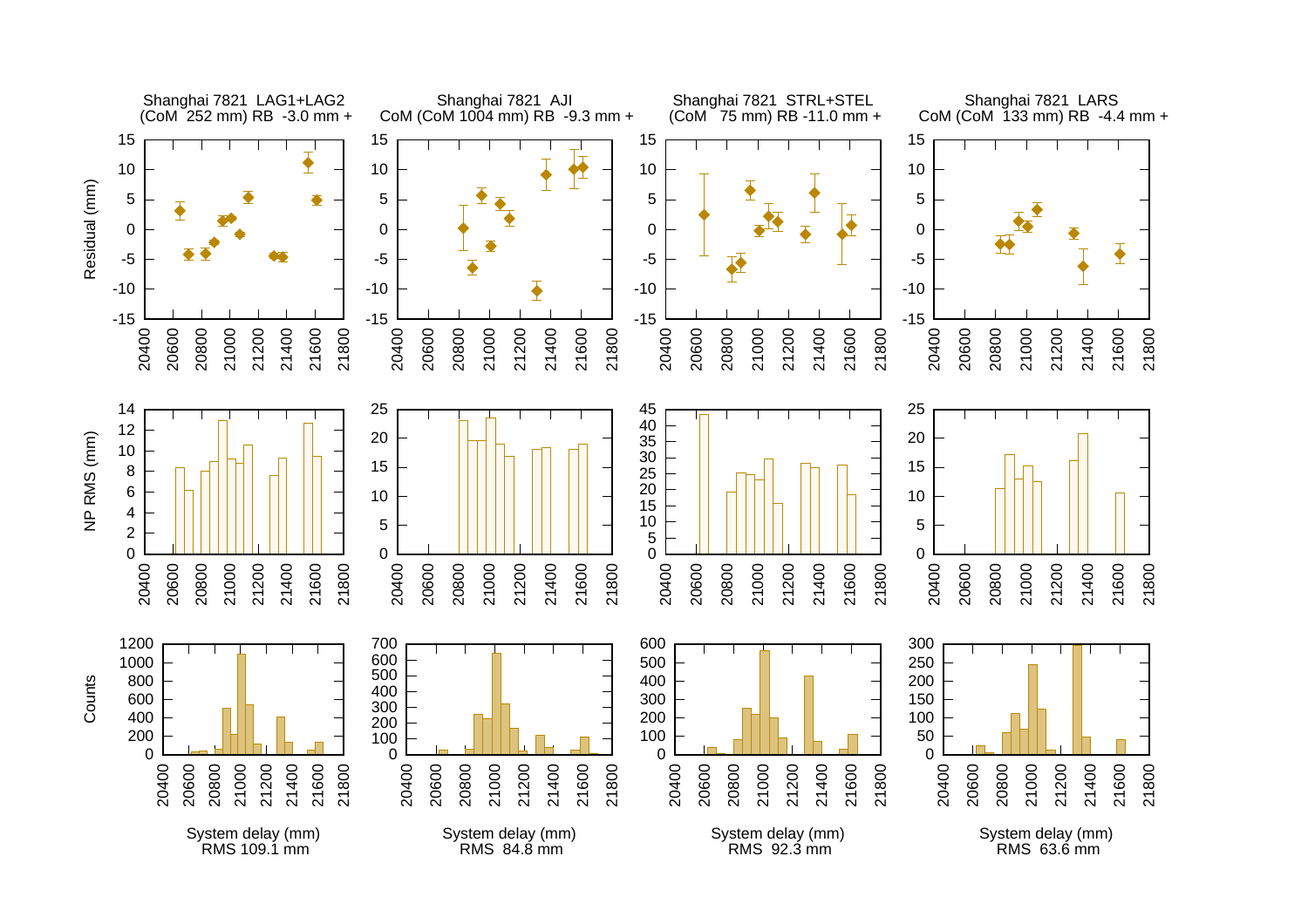Shanghai 7821 LAG1+LAG2
(CoM 252 mm) RB -3.0 mm +

Shanghai 7821 AJI
CoM (CoM 1004 mm) RB -9.3 mm +

Shanghai 7821 STRL+STEL
(CoM 75 mm) RB -11.0 mm +

Shanghai 7821 LARS
CoM (CoM 133 mm) RB -4.4 mm +

System delay (mm)
RMS 109.1 mm

System delay (mm)
RMS 84.8 mm

System delay (mm)
RMS 92.3 mm

System delay (mm)
RMS 63.6 mm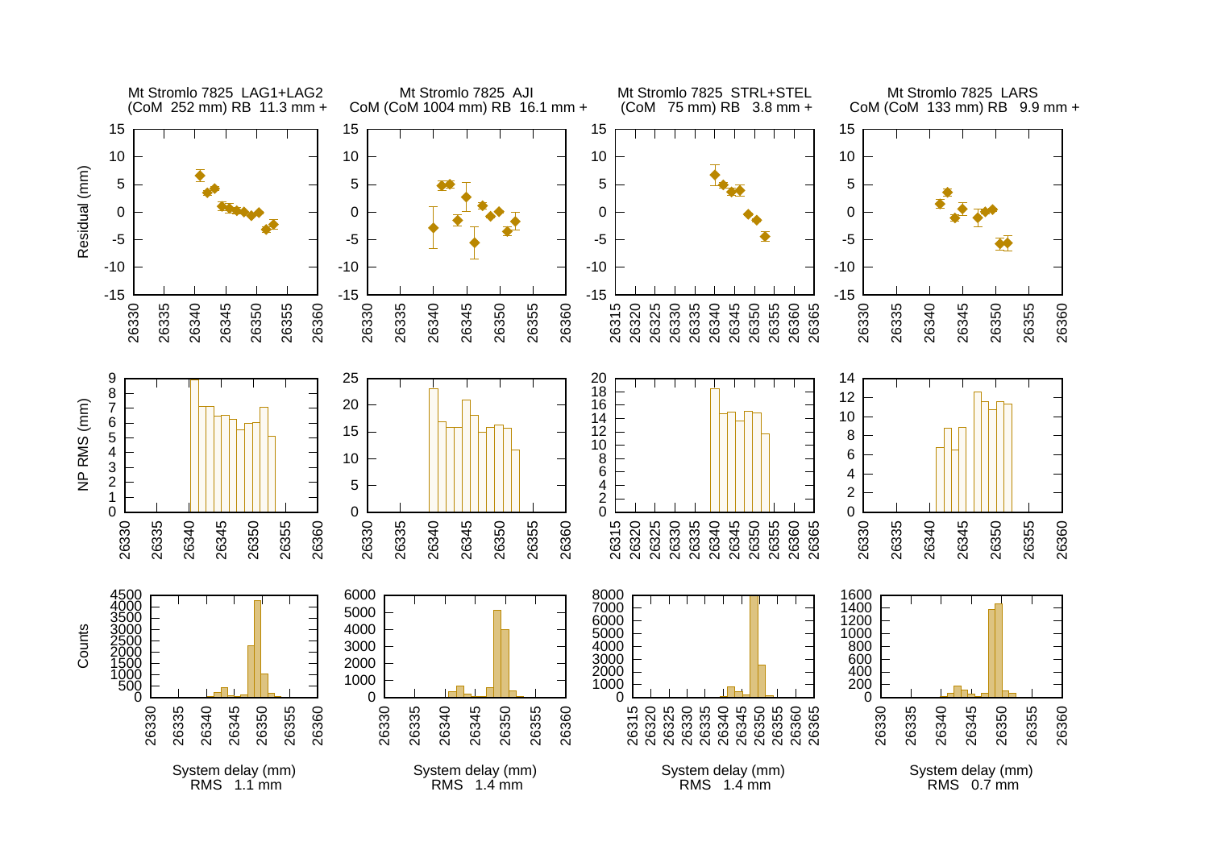Mt Stromlo 7825 LAG1+LAG2
(CoM 252 mm) RB 11.3 mm +

Mt Stromlo 7825 AJI
CoM (CoM 1004 mm) RB 16.1 mm +

Mt Stromlo 7825 STRL+STEL
(CoM 75 mm) RB 3.8 mm +

Mt Stromlo 7825 LARS
CoM (CoM 133 mm) RB 9.9 mm +

System delay (mm)
RMS 1.1 mm

System delay (mm)
RMS 1.4 mm

System delay (mm)
RMS 1.4 mm

System delay (mm)
RMS 0.7 mm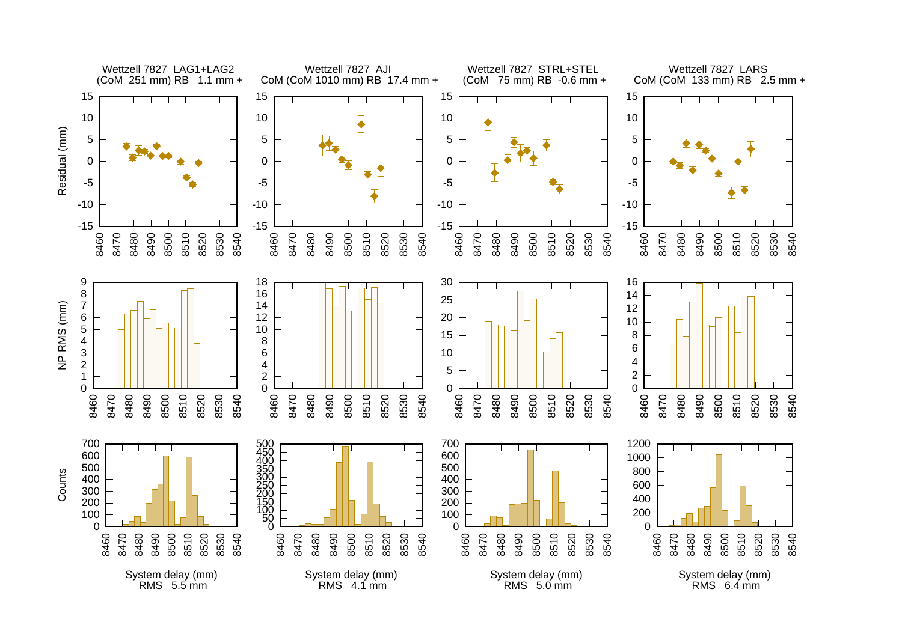Wettzell 7827 LAG1+LAG2
(CoM 251 mm) RB 1.1 mm +

Wettzell 7827 AJI
CoM (CoM 1010 mm) RB 17.4 mm +

Wettzell 7827 STRL+STEL
(CoM 75 mm) RB -0.6 mm +

Wettzell 7827 LARS
CoM (CoM 133 mm) RB 2.5 mm +

Residual (mm)

NP RMS (mm)

Counts

System delay (mm)
RMS 5.5 mm

System delay (mm)
RMS 4.1 mm

System delay (mm)
RMS 5.0 mm

System delay (mm)
RMS 6.4 mm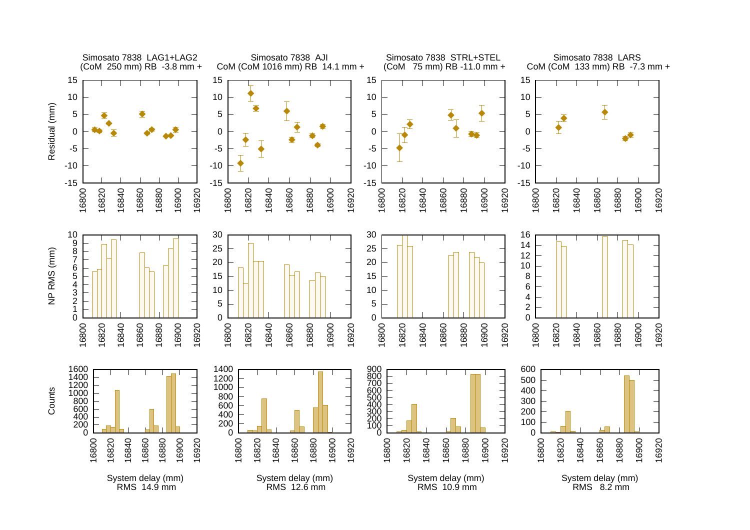Simosato 7838 LAG1+LAG2
(CoM 250 mm) RB -3.8 mm +

Simosato 7838 AJI
CoM (CoM 1016 mm) RB 14.1 mm +

Simosato 7838 STRL+STEL
(CoM 75 mm) RB -11.0 mm +

Simosato 7838 LARS
CoM (CoM 133 mm) RB -7.3 mm +

System delay (mm)
RMS 14.9 mm

System delay (mm)
RMS 12.6 mm

System delay (mm)
RMS 10.9 mm

System delay (mm)
RMS 8.2 mm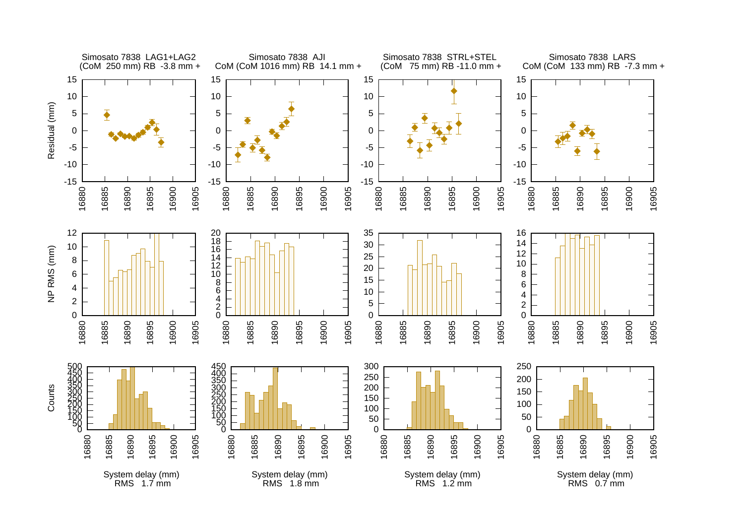Simosato 7838 LAG1+LAG2
(CoM 250 mm) RB -3.8 mm +

Simosato 7838 AJI
CoM (CoM 1016 mm) RB 14.1 mm +

Simosato 7838 STRL+STEL
(CoM 75 mm) RB -11.0 mm +

Simosato 7838 LARS
CoM (CoM 133 mm) RB -7.3 mm +

System delay (mm)
RMS 1.7 mm

System delay (mm)
RMS 1.8 mm

System delay (mm)
RMS 1.2 mm

System delay (mm)
RMS 0.7 mm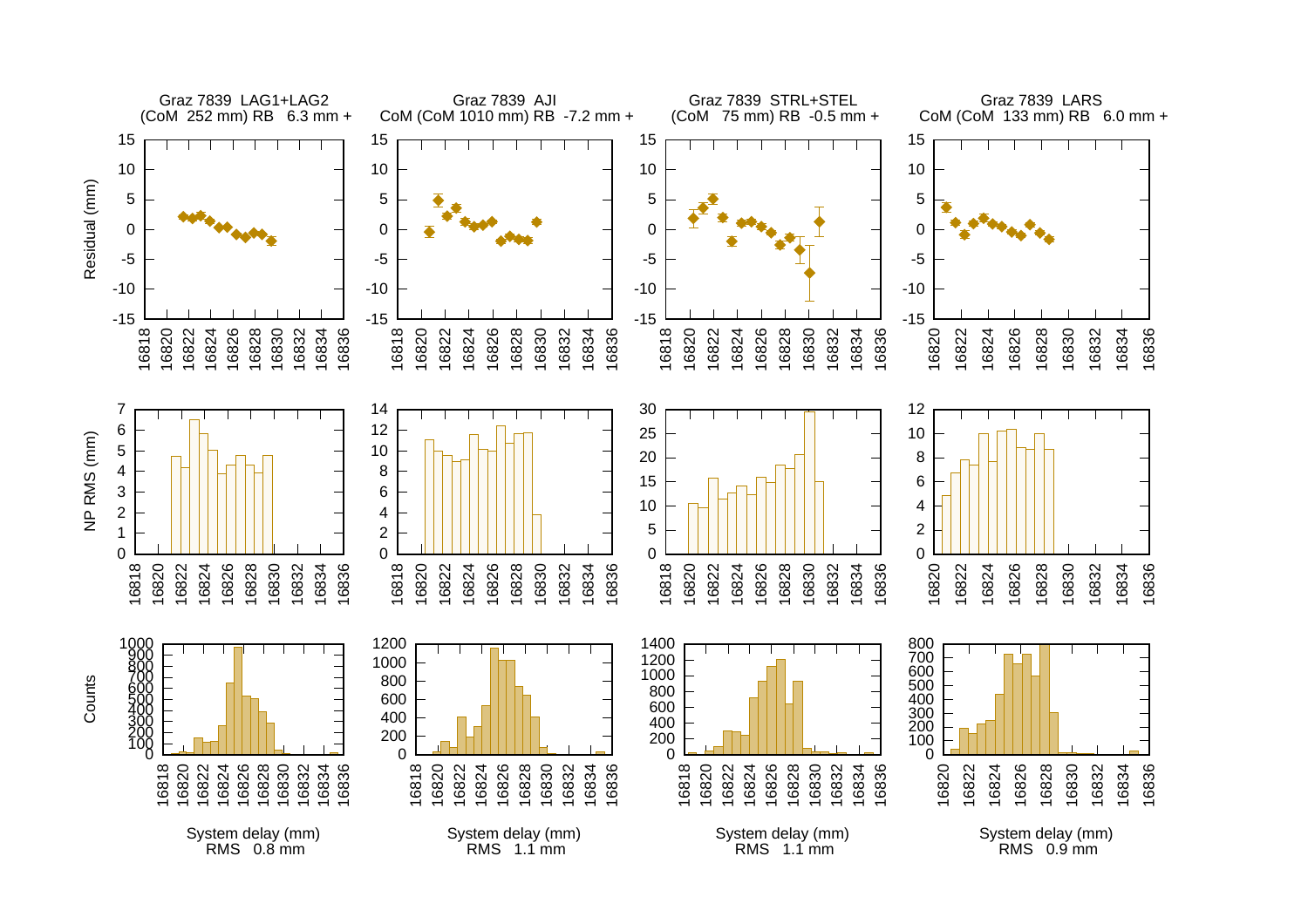Graz 7839 LAG1+LAG2
(CoM 252 mm) RB 6.3 mm +

Graz 7839 AJI
CoM (CoM 1010 mm) RB -7.2 mm +

Graz 7839 STRL+STEL
(CoM 75 mm) RB -0.5 mm +

Graz 7839 LARS
CoM (CoM 133 mm) RB 6.0 mm +

System delay (mm)
RMS 0.8 mm

System delay (mm)
RMS 1.1 mm

System delay (mm)
RMS 1.1 mm

System delay (mm)
RMS 0.9 mm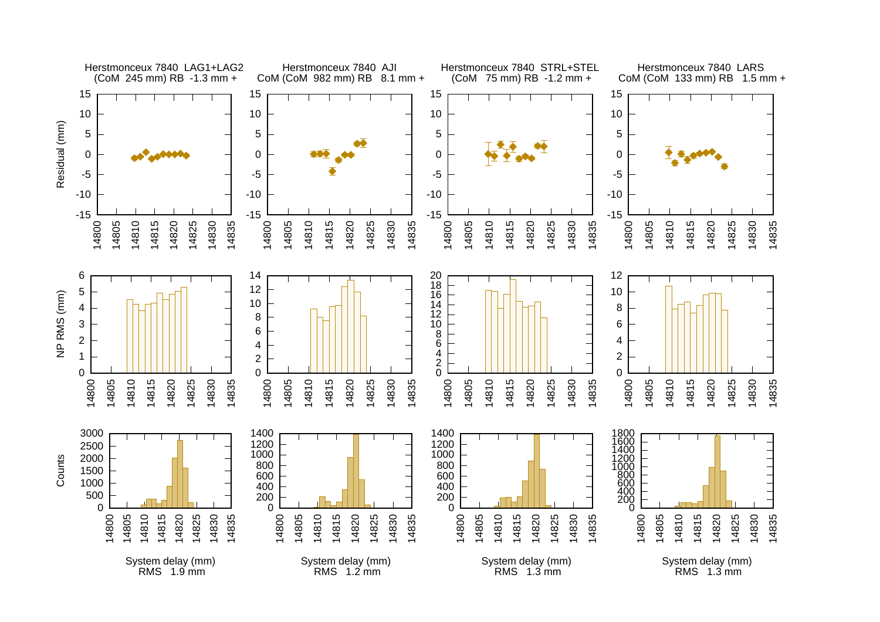Herstmonceux 7840 LAG1+LAG2
(CoM 245 mm) RB -1.3 mm +

Herstmonceux 7840 AJI
CoM (CoM 982 mm) RB 8.1 mm +

Herstmonceux 7840 STRL+STEL
(CoM 75 mm) RB -1.2 mm +

Herstmonceux 7840 LARS
CoM (CoM 133 mm) RB 1.5 mm +

System delay (mm)
RMS 1.9 mm

System delay (mm)
RMS 1.2 mm

System delay (mm)
RMS 1.3 mm

System delay (mm)
RMS 1.3 mm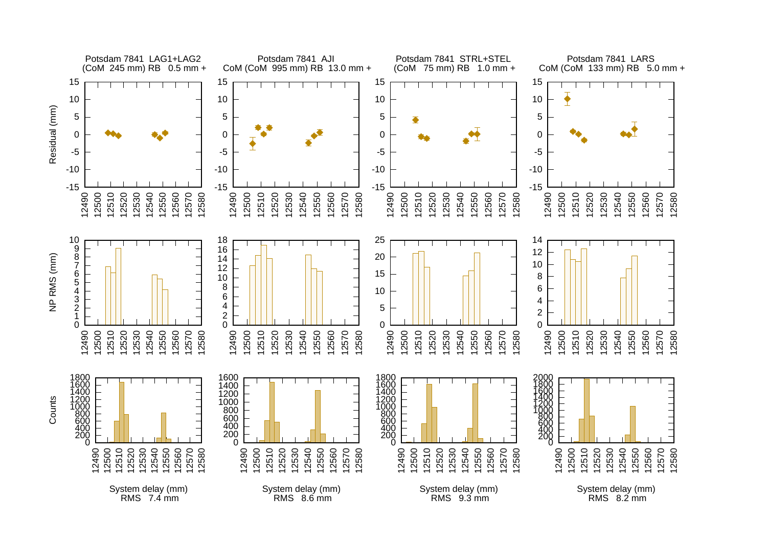Potsdam 7841 LAG1+LAG2
(CoM 245 mm) RB 0.5 mm +

Potsdam 7841 AJI
CoM (CoM 995 mm) RB 13.0 mm +

Potsdam 7841 STRL+STEL
(CoM 75 mm) RB 1.0 mm +

Potsdam 7841 LARS
CoM (CoM 133 mm) RB 5.0 mm +

Residual (mm)

NP RMS (mm)

Counts

System delay (mm)
RMS 7.4 mm

System delay (mm)
RMS 8.6 mm

System delay (mm)
RMS 9.3 mm

System delay (mm)
RMS 8.2 mm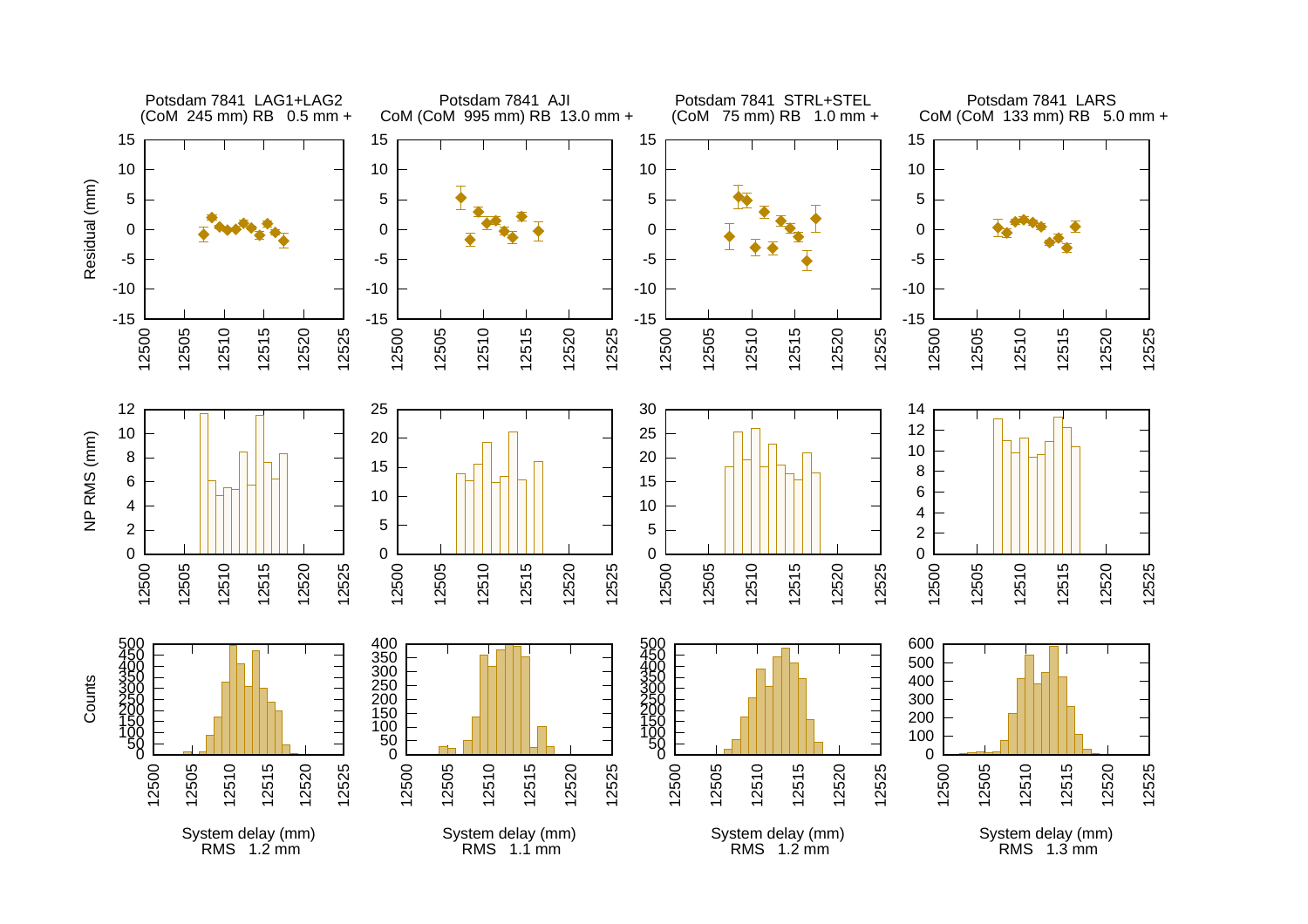Potsdam 7841 LAG1+LAG2
(CoM 245 mm) RB 0.5 mm +

Potsdam 7841 AJI
CoM (CoM 995 mm) RB 13.0 mm +

Potsdam 7841 STRL+STEL
(CoM 75 mm) RB 1.0 mm +

Potsdam 7841 LARS
CoM (CoM 133 mm) RB 5.0 mm +

System delay (mm)
RMS 1.2 mm

System delay (mm)
RMS 1.1 mm

System delay (mm)
RMS 1.2 mm

System delay (mm)
RMS 1.3 mm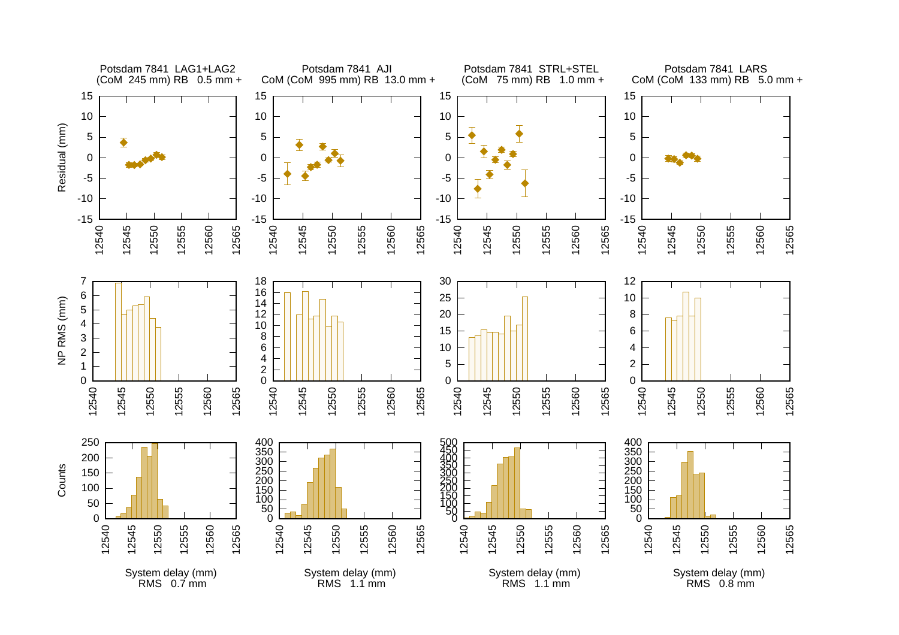Potsdam 7841 LAG1+LAG2
(CoM 245 mm) RB 0.5 mm +

Potsdam 7841 AJI
CoM (CoM 995 mm) RB 13.0 mm +

Potsdam 7841 STRL+STEL
(CoM 75 mm) RB 1.0 mm +

Potsdam 7841 LARS
CoM (CoM 133 mm) RB 5.0 mm +

System delay (mm)
RMS 0.7 mm

System delay (mm)
RMS 1.1 mm

System delay (mm)
RMS 1.1 mm

System delay (mm)
RMS 0.8 mm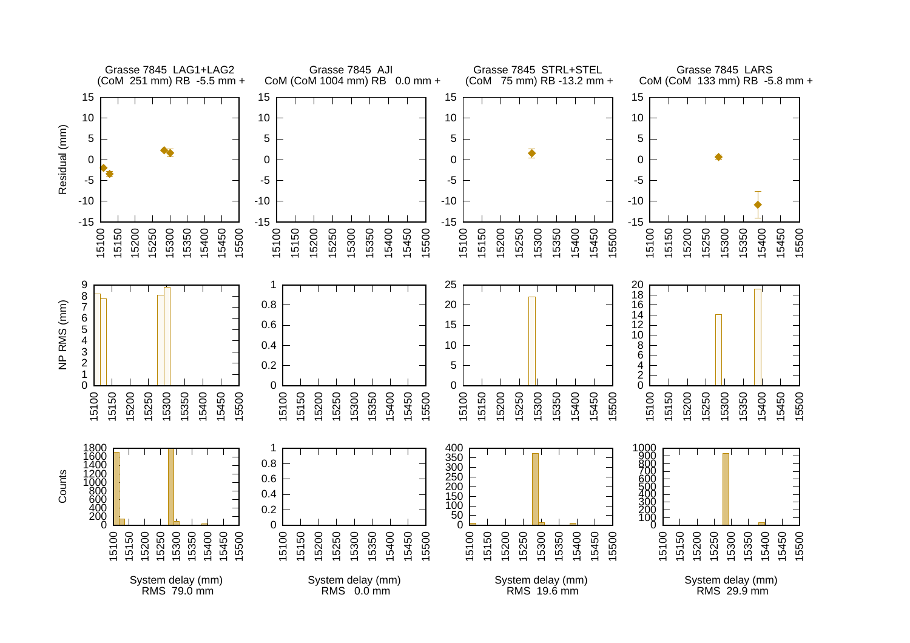Grasse 7845 LAG1+LAG2
(CoM 251 mm) RB -5.5 mm +

Grasse 7845 AJI
CoM (CoM 1004 mm) RB 0.0 mm +

Grasse 7845 STRL+STEL
(CoM 75 mm) RB -13.2 mm +

Grasse 7845 LARS
CoM (CoM 133 mm) RB -5.8 mm +

Residual (mm)

NP RMS (mm)

Counts

System delay (mm)
RMS 79.0 mm

System delay (mm)
RMS 0.0 mm

System delay (mm)
RMS 19.6 mm

System delay (mm)
RMS 29.9 mm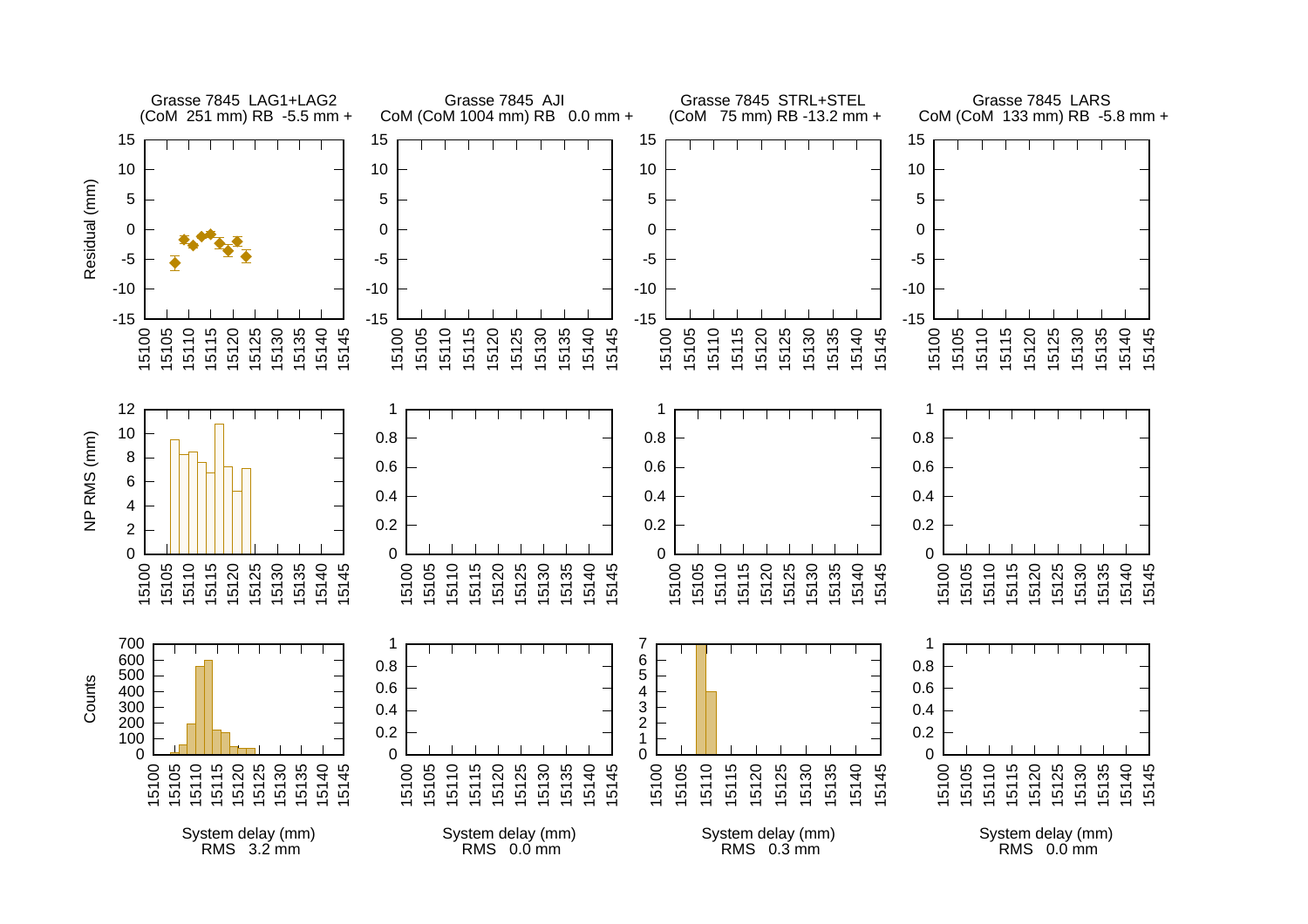Grasse 7845 LAG1+LAG2
(CoM 251 mm) RB -5.5 mm +

Grasse 7845 AJI
CoM (CoM 1004 mm) RB 0.0 mm +

Grasse 7845 STRL+STEL
(CoM 75 mm) RB -13.2 mm +

Grasse 7845 LARS
CoM (CoM 133 mm) RB -5.8 mm +

System delay (mm)
RMS 3.2 mm

System delay (mm)
RMS 0.0 mm

System delay (mm)
RMS 0.3 mm

System delay (mm)
RMS 0.0 mm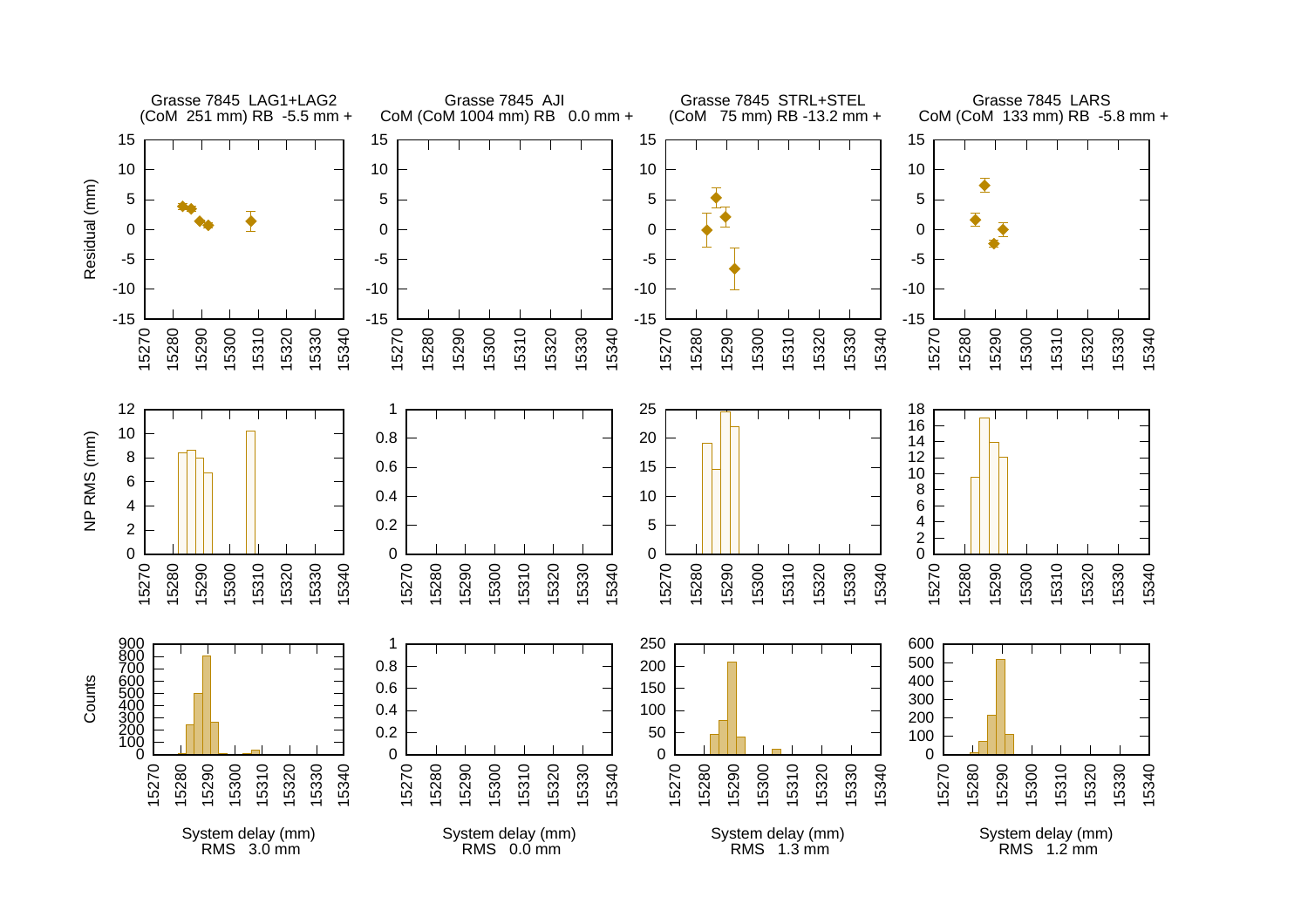Grasse 7845 LAG1+LAG2
(CoM 251 mm) RB -5.5 mm +

Grasse 7845 AJI
CoM (CoM 1004 mm) RB 0.0 mm +

Grasse 7845 STRL+STEL
(CoM 75 mm) RB -13.2 mm +

Grasse 7845 LARS
CoM (CoM 133 mm) RB -5.8 mm +

System delay (mm)
RMS 3.0 mm

System delay (mm)
RMS 0.0 mm

System delay (mm)
RMS 1.3 mm

System delay (mm)
RMS 1.2 mm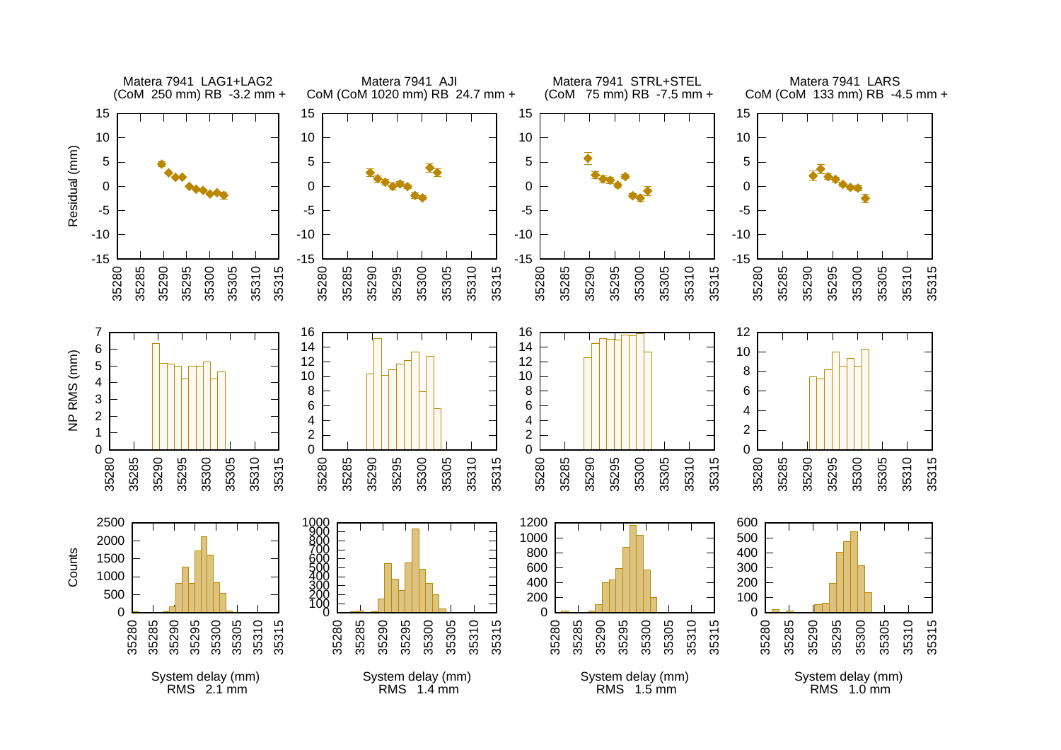Matera 7941 LAG1+LAG2
(CoM 250 mm) RB -3.2 mm +

Matera 7941 AJI
CoM (CoM 1020 mm) RB 24.7 mm +

Matera 7941 STRL+STEL
(CoM 75 mm) RB -7.5 mm +

Matera 7941 LARS
CoM (CoM 133 mm) RB -4.5 mm +

System delay (mm)
RMS 2.1 mm

System delay (mm)
RMS 1.4 mm

System delay (mm)
RMS 1.5 mm

System delay (mm)
RMS 1.0 mm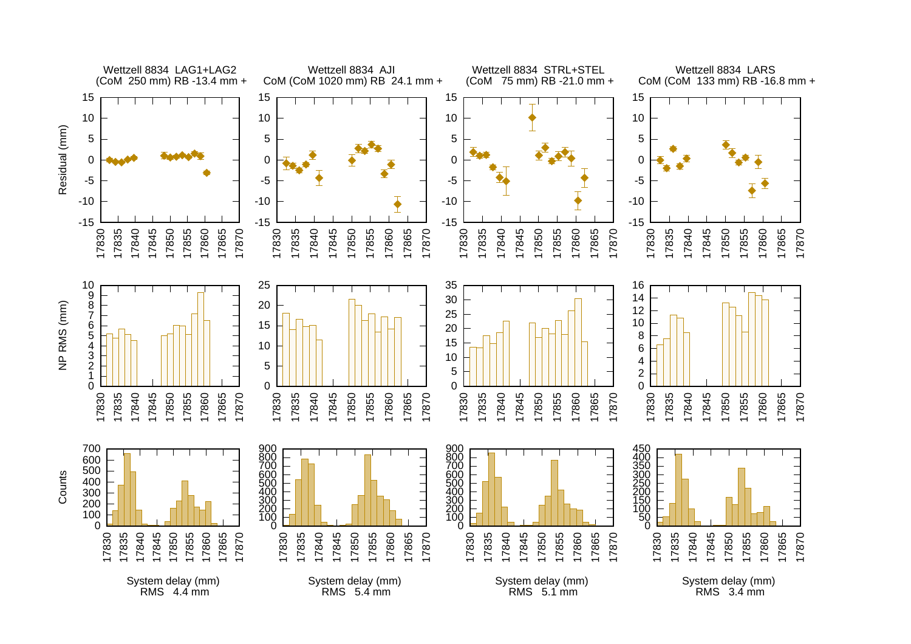Wettzell 8834 LAG1+LAG2
(CoM 250 mm) RB -13.4 mm +

Wettzell 8834 AJI
CoM (CoM 1020 mm) RB 24.1 mm +

Wettzell 8834 STRL+STEL
(CoM 75 mm) RB -21.0 mm +

Wettzell 8834 LARS
CoM (CoM 133 mm) RB -16.8 mm +

System delay (mm)
RMS 4.4 mm

System delay (mm)
RMS 5.4 mm

System delay (mm)
RMS 5.1 mm

System delay (mm)
RMS 3.4 mm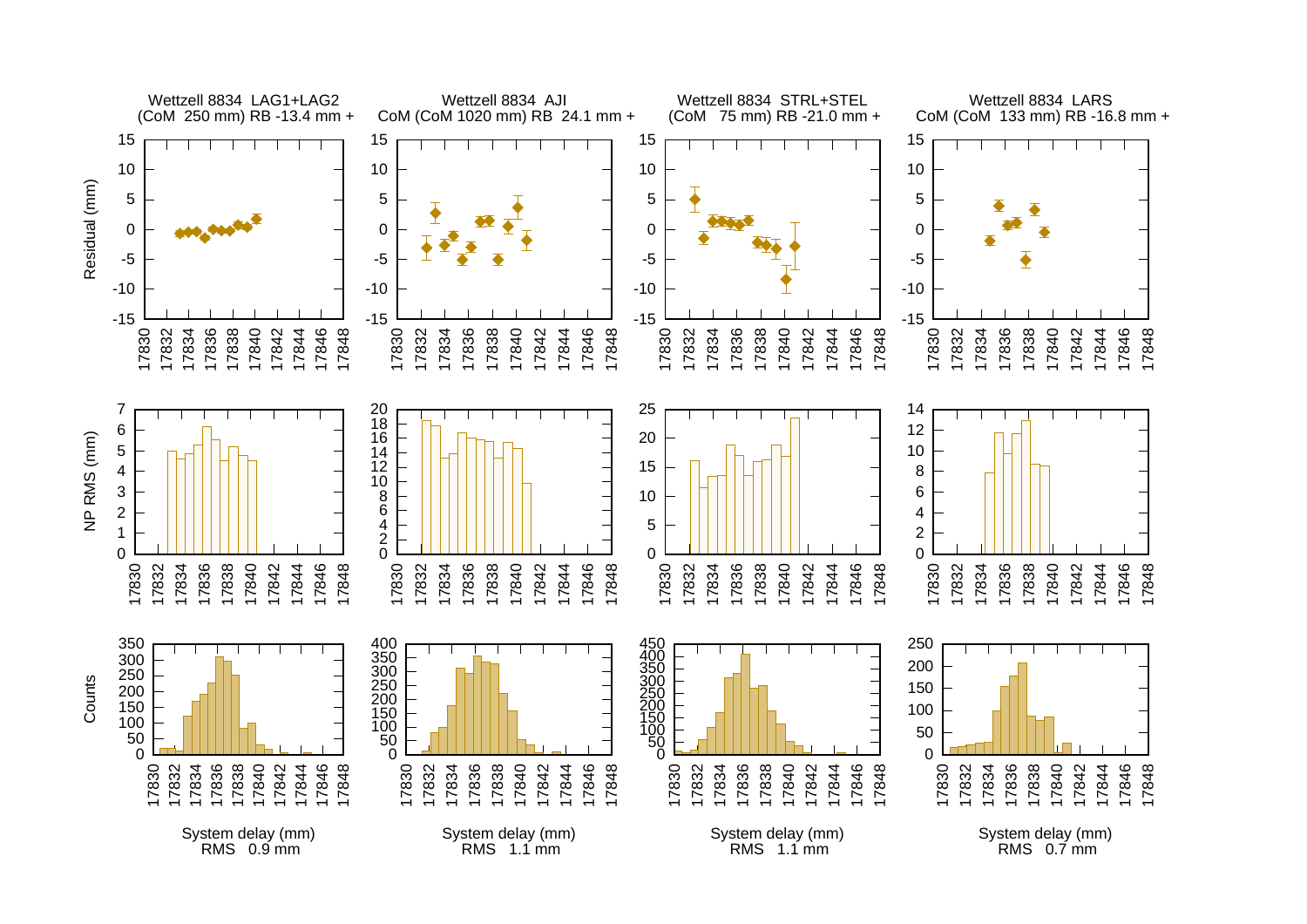Wettzell 8834 LAG1+LAG2
(CoM 250 mm) RB -13.4 mm +

Wettzell 8834 AJI
CoM (CoM 1020 mm) RB 24.1 mm +

Wettzell 8834 STRL+STEL
(CoM 75 mm) RB -21.0 mm +

Wettzell 8834 LARS
CoM (CoM 133 mm) RB -16.8 mm +

Residual (mm)

NP RMS (mm)

Counts

System delay (mm)
RMS 0.9 mm

System delay (mm)
RMS 1.1 mm

System delay (mm)
RMS 1.1 mm

System delay (mm)
RMS 0.7 mm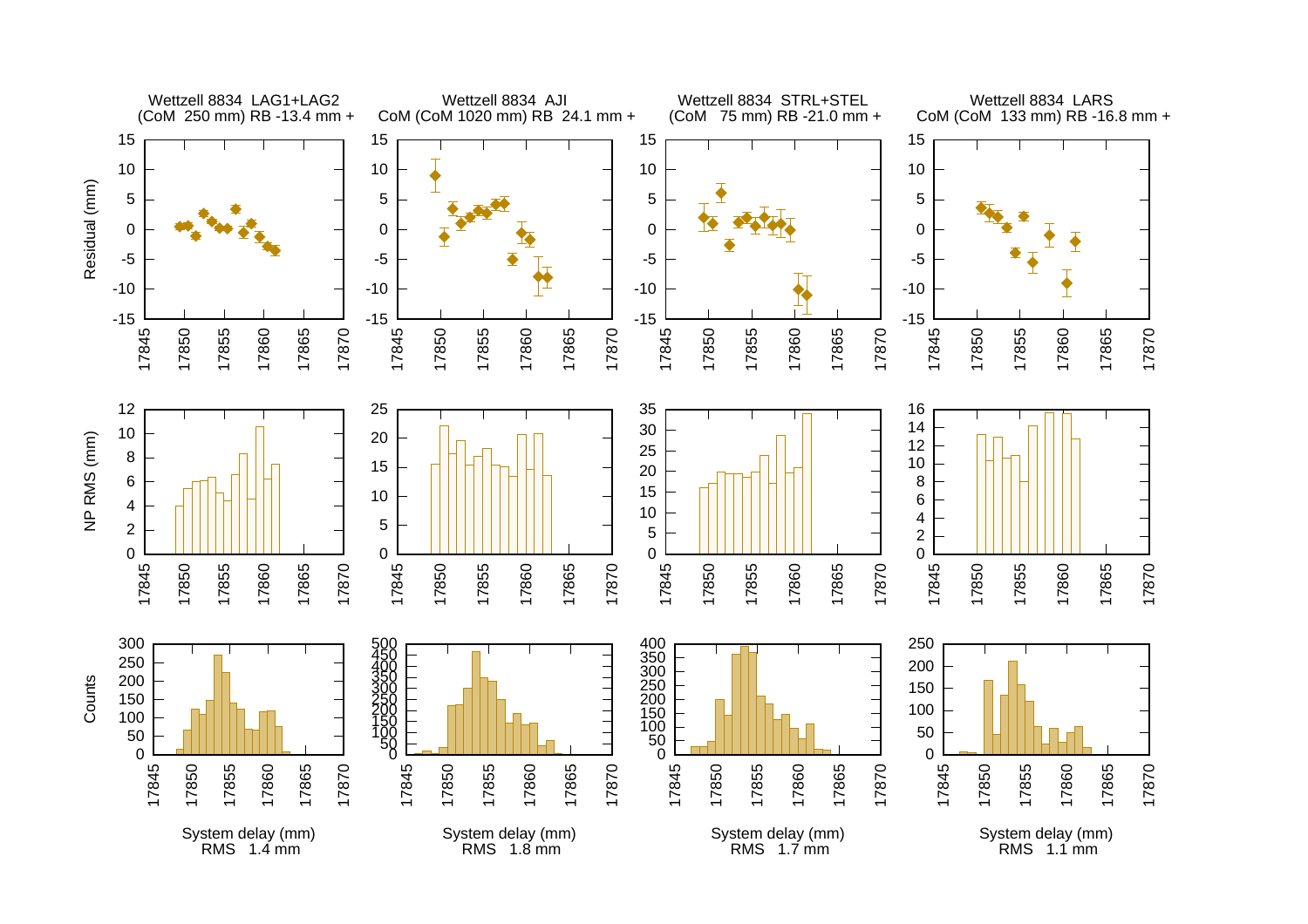Wettzell 8834 LAG1+LAG2
(CoM 250 mm) RB -13.4 mm +

Wettzell 8834 AJI
CoM (CoM 1020 mm) RB 24.1 mm +

Wettzell 8834 STRL+STEL
(CoM 75 mm) RB -21.0 mm +

Wettzell 8834 LARS
CoM (CoM 133 mm) RB -16.8 mm +

Residual (mm)

NP RMS (mm)

Counts

System delay (mm)
RMS 1.4 mm

System delay (mm)
RMS 1.8 mm

System delay (mm)
RMS 1.7 mm

System delay (mm)
RMS 1.1 mm